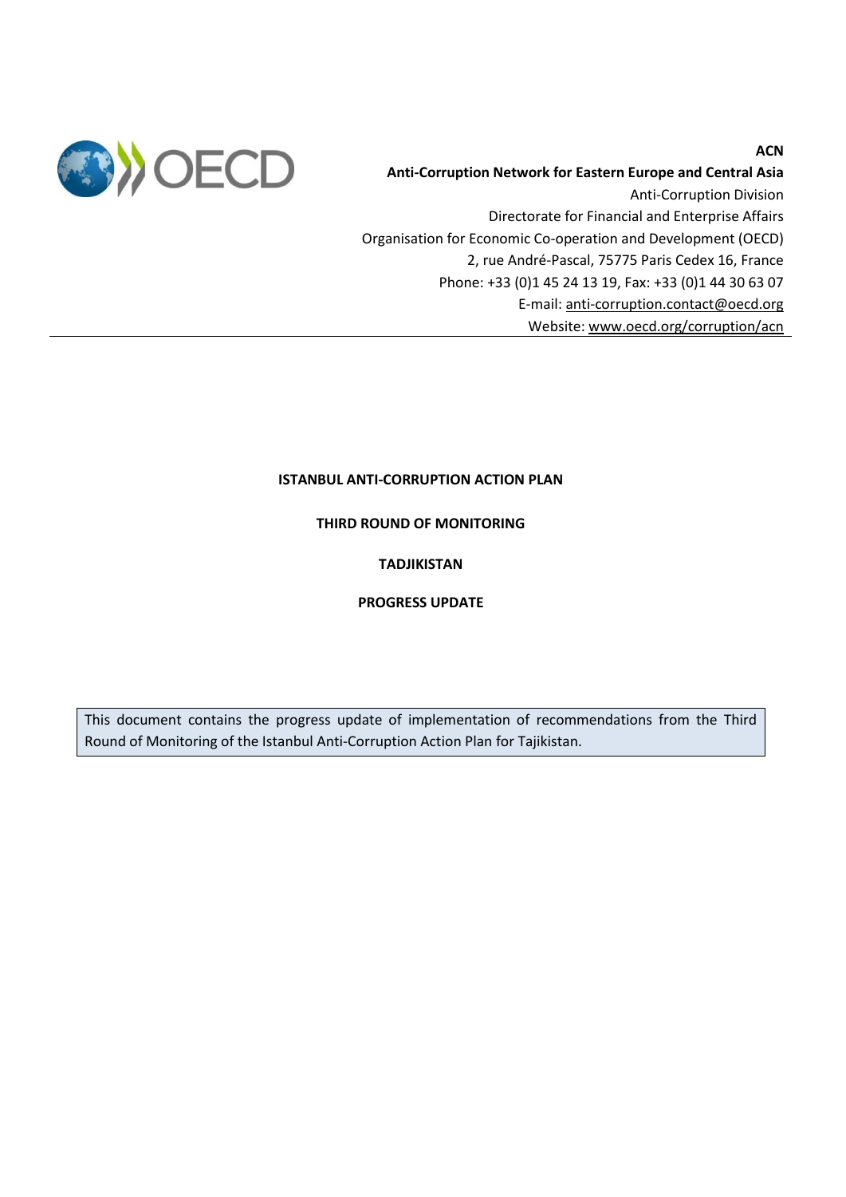**ACN**

**Anti-Corruption Network for Eastern Europe and Central Asia**

Anti-Corruption Division

Directorate for Financial and Enterprise Affairs

Organisation for Economic Co-operation and Development (OECD)

2, rue André-Pascal, 75775 Paris Cedex 16, France

Phone: +33 (0)1 45 24 13 19, Fax: +33 (0)1 44 30 63 07

E-mail: anti-corruption.contact@oecd.org

Website: www.oecd.org/corruption/acn

---

**ISTANBUL ANTI-CORRUPTION ACTION PLAN**

**THIRD ROUND OF MONITORING**

**TADJIKISTAN**

**PROGRESS UPDATE**

This document contains the progress update of implementation of recommendations from the Third Round of Monitoring of the Istanbul Anti-Corruption Action Plan for Tajikistan.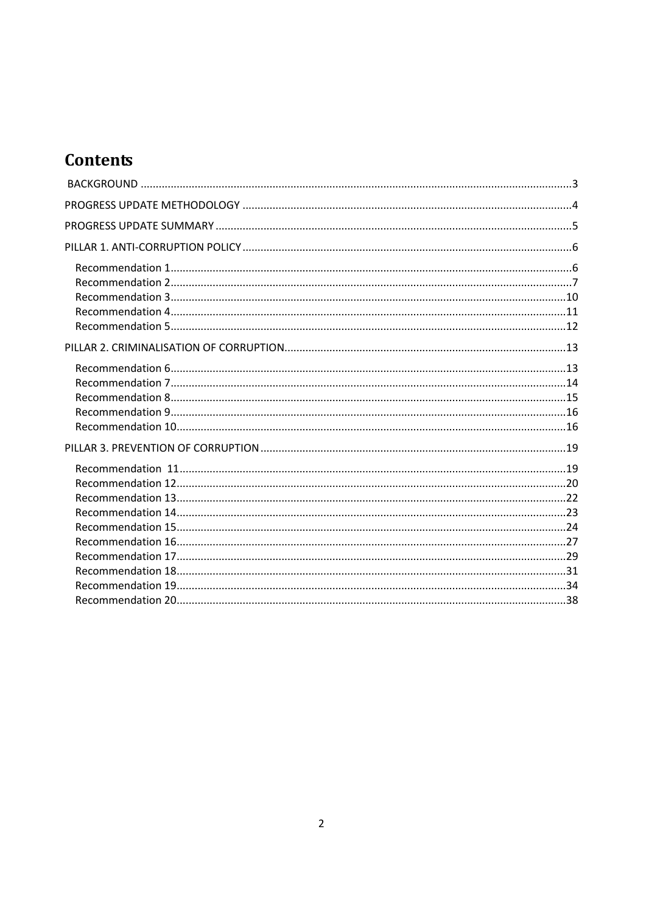# Contents

BACKGROUND ............................................................................................................................................3

PROGRESS UPDATE METHODOLOGY ..........................................................................................................4

PROGRESS UPDATE SUMMARY ....................................................................................................................5

PILLAR 1. ANTI-CORRUPTION POLICY ...........................................................................................................6

- Recommendation 1..................................................................................................................................6
- Recommendation 2..................................................................................................................................7
- Recommendation 3................................................................................................................................10
- Recommendation 4................................................................................................................................11
- Recommendation 5................................................................................................................................12

PILLAR 2. CRIMINALISATION OF CORRUPTION...........................................................................................13

- Recommendation 6................................................................................................................................13
- Recommendation 7................................................................................................................................14
- Recommendation 8................................................................................................................................15
- Recommendation 9................................................................................................................................16
- Recommendation 10..............................................................................................................................16

PILLAR 3. PREVENTION OF CORRUPTION ....................................................................................................19

- Recommendation 11..............................................................................................................................19
- Recommendation 12..............................................................................................................................20
- Recommendation 13..............................................................................................................................22
- Recommendation 14..............................................................................................................................23
- Recommendation 15..............................................................................................................................24
- Recommendation 16..............................................................................................................................27
- Recommendation 17..............................................................................................................................29
- Recommendation 18..............................................................................................................................31
- Recommendation 19..............................................................................................................................34
- Recommendation 20..............................................................................................................................38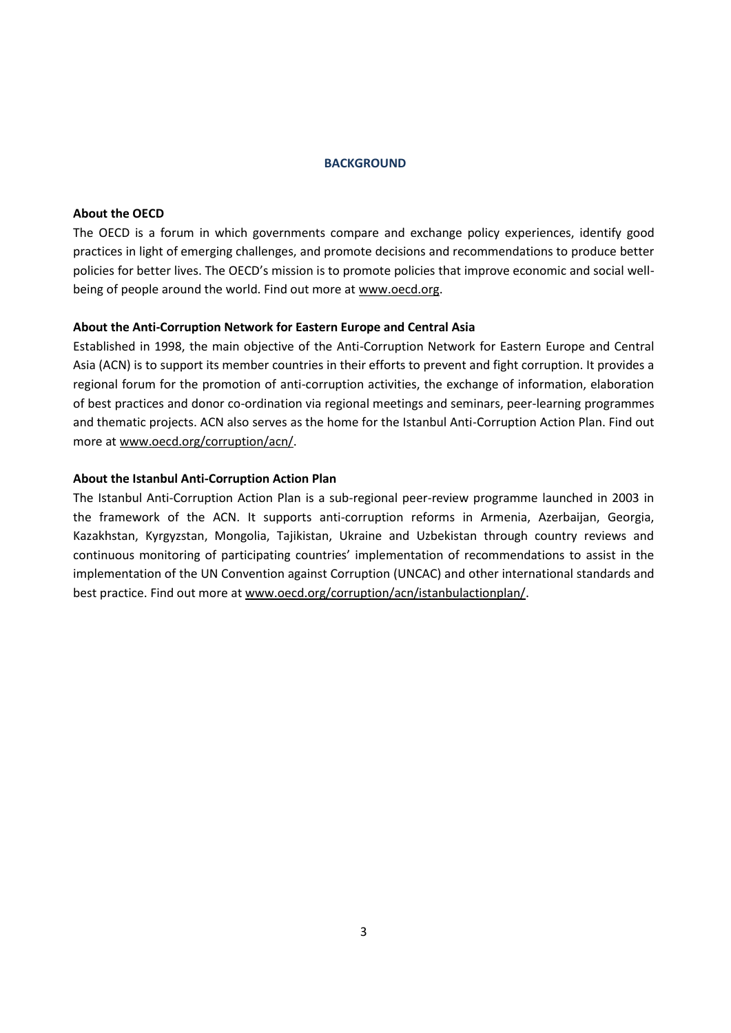# BACKGROUND

**About the OECD**

The OECD is a forum in which governments compare and exchange policy experiences, identify good practices in light of emerging challenges, and promote decisions and recommendations to produce better policies for better lives. The OECD's mission is to promote policies that improve economic and social well-being of people around the world. Find out more at www.oecd.org.

**About the Anti-Corruption Network for Eastern Europe and Central Asia**

Established in 1998, the main objective of the Anti-Corruption Network for Eastern Europe and Central Asia (ACN) is to support its member countries in their efforts to prevent and fight corruption. It provides a regional forum for the promotion of anti-corruption activities, the exchange of information, elaboration of best practices and donor co-ordination via regional meetings and seminars, peer-learning programmes and thematic projects. ACN also serves as the home for the Istanbul Anti-Corruption Action Plan. Find out more at www.oecd.org/corruption/acn/.

**About the Istanbul Anti-Corruption Action Plan**

The Istanbul Anti-Corruption Action Plan is a sub-regional peer-review programme launched in 2003 in the framework of the ACN. It supports anti-corruption reforms in Armenia, Azerbaijan, Georgia, Kazakhstan, Kyrgyzstan, Mongolia, Tajikistan, Ukraine and Uzbekistan through country reviews and continuous monitoring of participating countries' implementation of recommendations to assist in the implementation of the UN Convention against Corruption (UNCAC) and other international standards and best practice. Find out more at www.oecd.org/corruption/acn/istanbulactionplan/.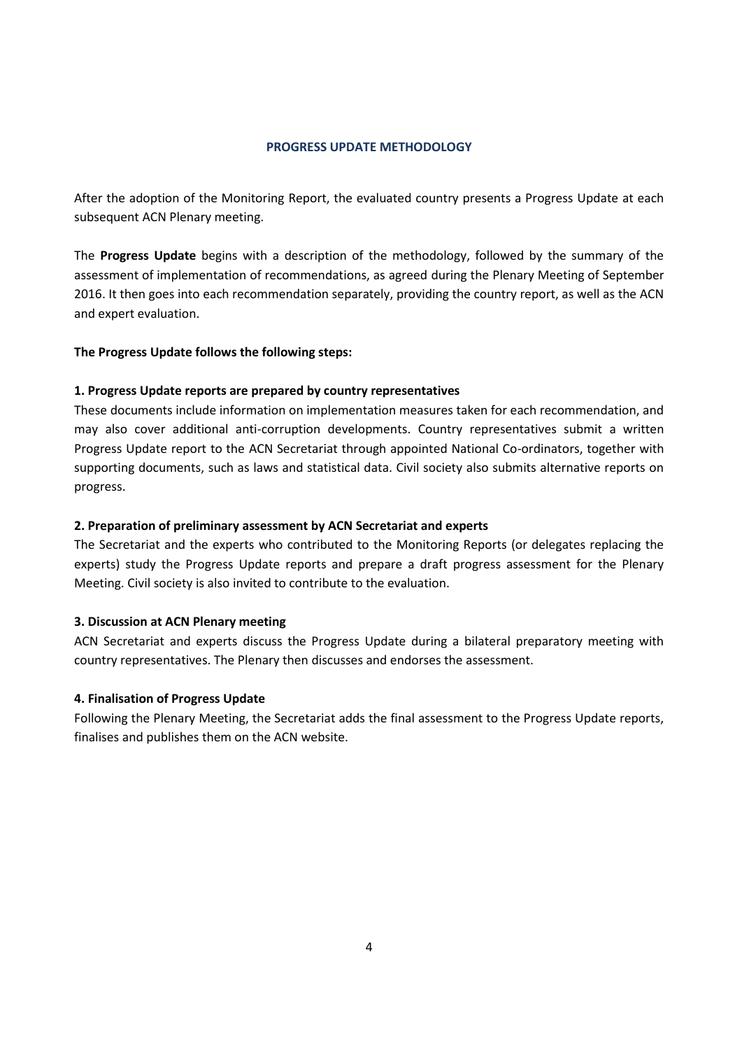## PROGRESS UPDATE METHODOLOGY

After the adoption of the Monitoring Report, the evaluated country presents a Progress Update at each subsequent ACN Plenary meeting.

The **Progress Update** begins with a description of the methodology, followed by the summary of the assessment of implementation of recommendations, as agreed during the Plenary Meeting of September 2016. It then goes into each recommendation separately, providing the country report, as well as the ACN and expert evaluation.

**The Progress Update follows the following steps:**

**1. Progress Update reports are prepared by country representatives**

These documents include information on implementation measures taken for each recommendation, and may also cover additional anti-corruption developments. Country representatives submit a written Progress Update report to the ACN Secretariat through appointed National Co-ordinators, together with supporting documents, such as laws and statistical data. Civil society also submits alternative reports on progress.

**2. Preparation of preliminary assessment by ACN Secretariat and experts**

The Secretariat and the experts who contributed to the Monitoring Reports (or delegates replacing the experts) study the Progress Update reports and prepare a draft progress assessment for the Plenary Meeting. Civil society is also invited to contribute to the evaluation.

**3. Discussion at ACN Plenary meeting**

ACN Secretariat and experts discuss the Progress Update during a bilateral preparatory meeting with country representatives. The Plenary then discusses and endorses the assessment.

**4. Finalisation of Progress Update**

Following the Plenary Meeting, the Secretariat adds the final assessment to the Progress Update reports, finalises and publishes them on the ACN website.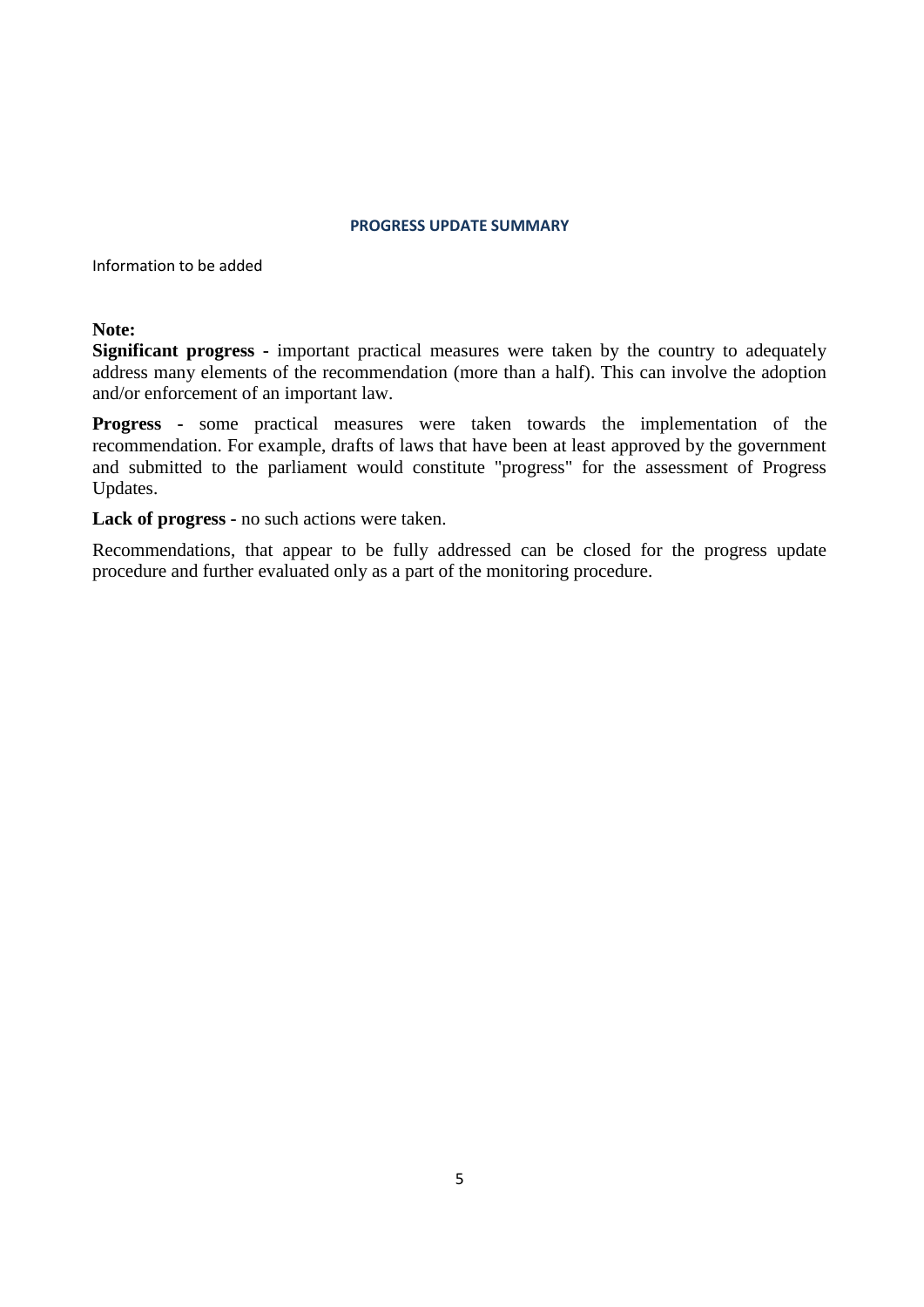## PROGRESS UPDATE SUMMARY

Information to be added

**Note:**

**Significant progress -** important practical measures were taken by the country to adequately address many elements of the recommendation (more than a half). This can involve the adoption and/or enforcement of an important law.

**Progress -** some practical measures were taken towards the implementation of the recommendation. For example, drafts of laws that have been at least approved by the government and submitted to the parliament would constitute "progress" for the assessment of Progress Updates.

**Lack of progress -** no such actions were taken.

Recommendations, that appear to be fully addressed can be closed for the progress update procedure and further evaluated only as a part of the monitoring procedure.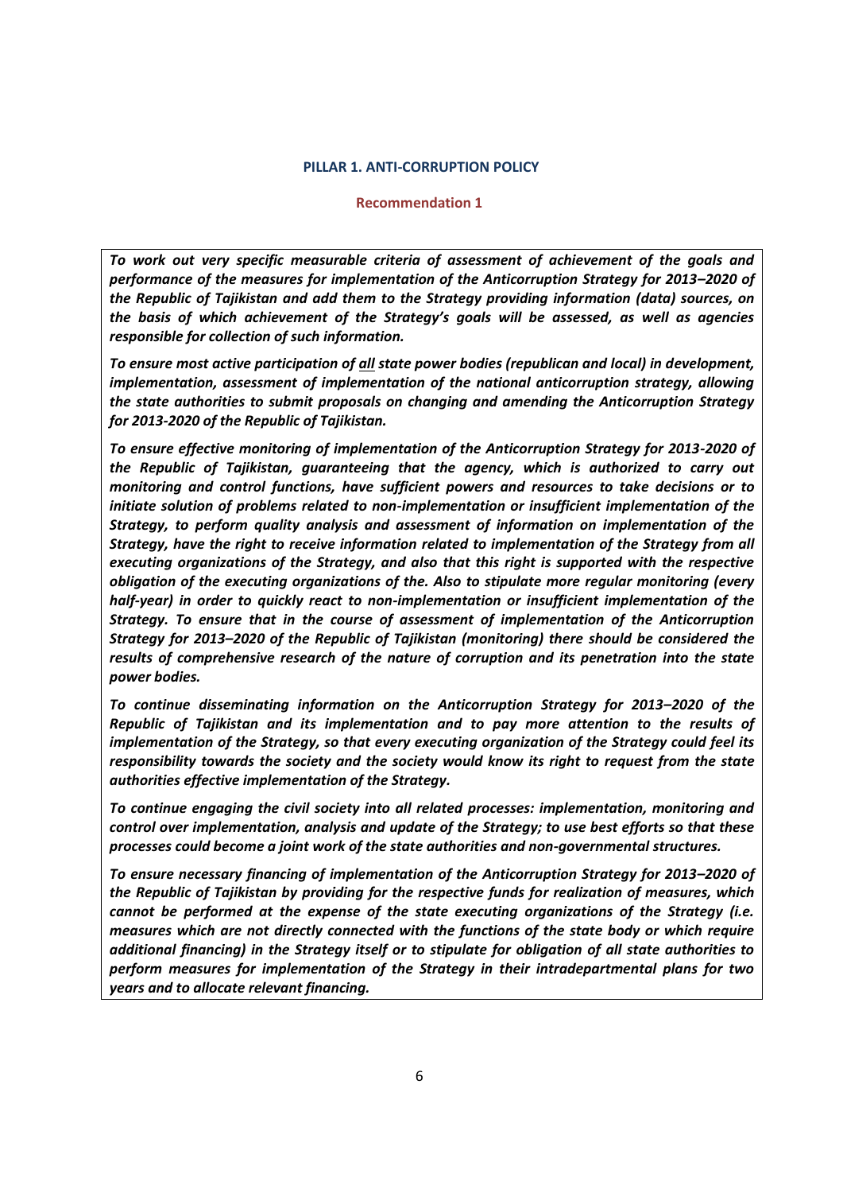## PILLAR 1. ANTI-CORRUPTION POLICY

### Recommendation 1

***To work out very specific measurable criteria of assessment of achievement of the goals and performance of the measures for implementation of the Anticorruption Strategy for 2013–2020 of the Republic of Tajikistan and add them to the Strategy providing information (data) sources, on the basis of which achievement of the Strategy's goals will be assessed, as well as agencies responsible for collection of such information.***

***To ensure most active participation of <u>all</u> state power bodies (republican and local) in development, implementation, assessment of implementation of the national anticorruption strategy, allowing the state authorities to submit proposals on changing and amending the Anticorruption Strategy for 2013-2020 of the Republic of Tajikistan.***

***To ensure effective monitoring of implementation of the Anticorruption Strategy for 2013-2020 of the Republic of Tajikistan, guaranteeing that the agency, which is authorized to carry out monitoring and control functions, have sufficient powers and resources to take decisions or to initiate solution of problems related to non-implementation or insufficient implementation of the Strategy, to perform quality analysis and assessment of information on implementation of the Strategy, have the right to receive information related to implementation of the Strategy from all executing organizations of the Strategy, and also that this right is supported with the respective obligation of the executing organizations of the. Also to stipulate more regular monitoring (every half-year) in order to quickly react to non-implementation or insufficient implementation of the Strategy. To ensure that in the course of assessment of implementation of the Anticorruption Strategy for 2013–2020 of the Republic of Tajikistan (monitoring) there should be considered the results of comprehensive research of the nature of corruption and its penetration into the state power bodies.***

***To continue disseminating information on the Anticorruption Strategy for 2013–2020 of the Republic of Tajikistan and its implementation and to pay more attention to the results of implementation of the Strategy, so that every executing organization of the Strategy could feel its responsibility towards the society and the society would know its right to request from the state authorities effective implementation of the Strategy.***

***To continue engaging the civil society into all related processes: implementation, monitoring and control over implementation, analysis and update of the Strategy; to use best efforts so that these processes could become a joint work of the state authorities and non-governmental structures.***

***To ensure necessary financing of implementation of the Anticorruption Strategy for 2013–2020 of the Republic of Tajikistan by providing for the respective funds for realization of measures, which cannot be performed at the expense of the state executing organizations of the Strategy (i.e. measures which are not directly connected with the functions of the state body or which require additional financing) in the Strategy itself or to stipulate for obligation of all state authorities to perform measures for implementation of the Strategy in their intradepartmental plans for two years and to allocate relevant financing.***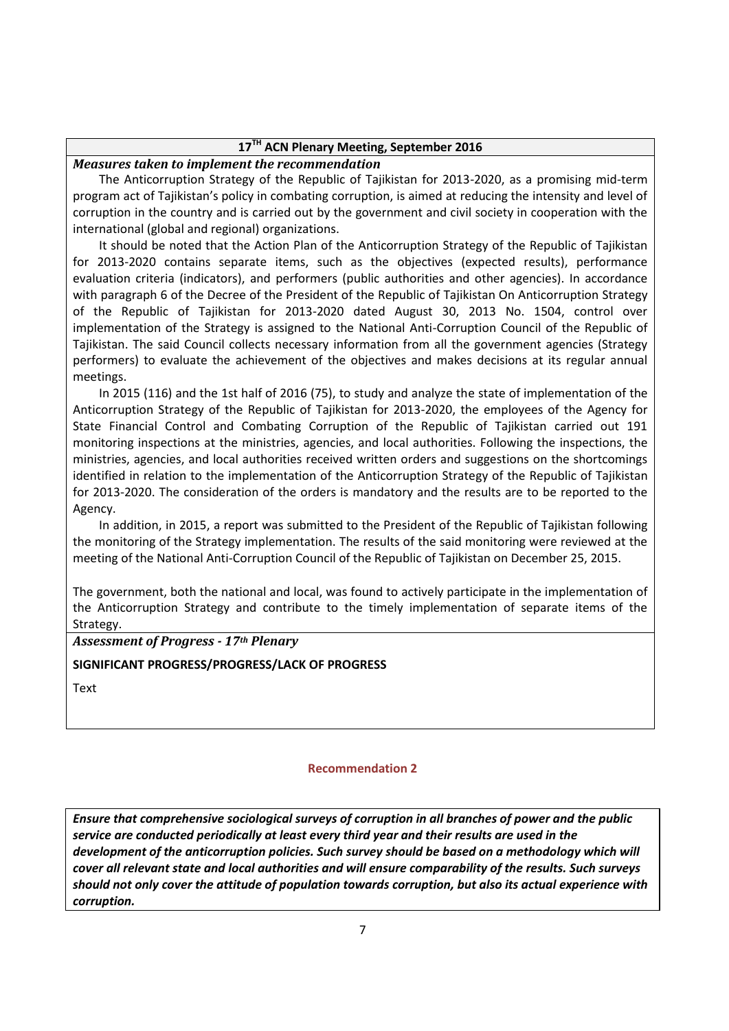**17[TH] ACN Plenary Meeting, September 2016**

***Measures taken to implement the recommendation***

The Anticorruption Strategy of the Republic of Tajikistan for 2013-2020, as a promising mid-term program act of Tajikistan's policy in combating corruption, is aimed at reducing the intensity and level of corruption in the country and is carried out by the government and civil society in cooperation with the international (global and regional) organizations.

It should be noted that the Action Plan of the Anticorruption Strategy of the Republic of Tajikistan for 2013-2020 contains separate items, such as the objectives (expected results), performance evaluation criteria (indicators), and performers (public authorities and other agencies). In accordance with paragraph 6 of the Decree of the President of the Republic of Tajikistan On Anticorruption Strategy of the Republic of Tajikistan for 2013-2020 dated August 30, 2013 No. 1504, control over implementation of the Strategy is assigned to the National Anti-Corruption Council of the Republic of Tajikistan. The said Council collects necessary information from all the government agencies (Strategy performers) to evaluate the achievement of the objectives and makes decisions at its regular annual meetings.

In 2015 (116) and the 1st half of 2016 (75), to study and analyze the state of implementation of the Anticorruption Strategy of the Republic of Tajikistan for 2013-2020, the employees of the Agency for State Financial Control and Combating Corruption of the Republic of Tajikistan carried out 191 monitoring inspections at the ministries, agencies, and local authorities. Following the inspections, the ministries, agencies, and local authorities received written orders and suggestions on the shortcomings identified in relation to the implementation of the Anticorruption Strategy of the Republic of Tajikistan for 2013-2020. The consideration of the orders is mandatory and the results are to be reported to the Agency.

In addition, in 2015, a report was submitted to the President of the Republic of Tajikistan following the monitoring of the Strategy implementation. The results of the said monitoring were reviewed at the meeting of the National Anti-Corruption Council of the Republic of Tajikistan on December 25, 2015.

The government, both the national and local, was found to actively participate in the implementation of the Anticorruption Strategy and contribute to the timely implementation of separate items of the Strategy.

***Assessment of Progress - 17th Plenary***

**SIGNIFICANT PROGRESS/PROGRESS/LACK OF PROGRESS**

Text

## Recommendation 2

***Ensure that comprehensive sociological surveys of corruption in all branches of power and the public service are conducted periodically at least every third year and their results are used in the development of the anticorruption policies. Such survey should be based on a methodology which will cover all relevant state and local authorities and will ensure comparability of the results. Such surveys should not only cover the attitude of population towards corruption, but also its actual experience with corruption.***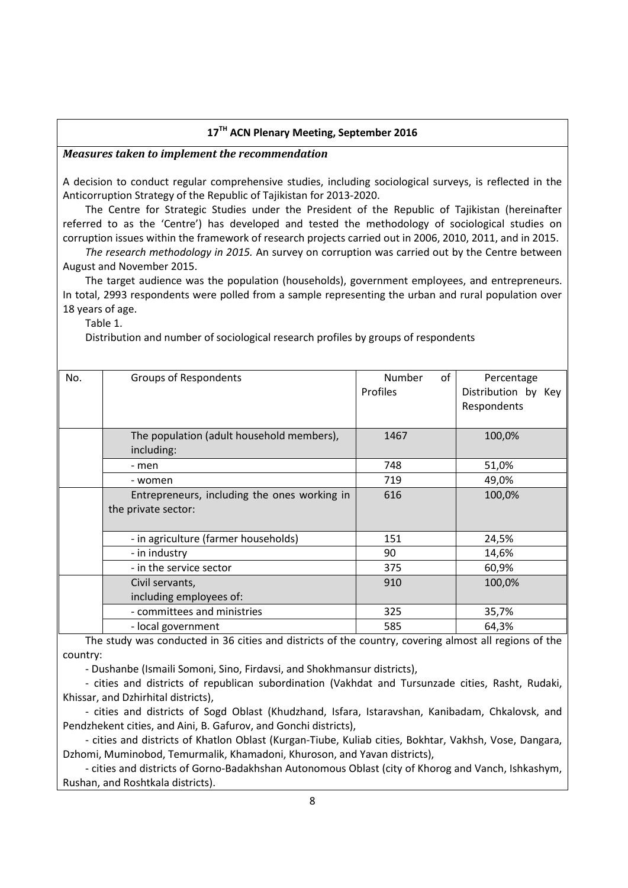**17[TH] ACN Plenary Meeting, September 2016**

***Measures taken to implement the recommendation***

A decision to conduct regular comprehensive studies, including sociological surveys, is reflected in the Anticorruption Strategy of the Republic of Tajikistan for 2013-2020.

The Centre for Strategic Studies under the President of the Republic of Tajikistan (hereinafter referred to as the 'Centre') has developed and tested the methodology of sociological studies on corruption issues within the framework of research projects carried out in 2006, 2010, 2011, and in 2015.

*The research methodology in 2015.* An survey on corruption was carried out by the Centre between August and November 2015.

The target audience was the population (households), government employees, and entrepreneurs. In total, 2993 respondents were polled from a sample representing the urban and rural population over 18 years of age.

Table 1.

Distribution and number of sociological research profiles by groups of respondents

| No. | Groups of Respondents | Number of Profiles | Percentage Distribution by Key Respondents |
|---|---|---|---|
| | The population (adult household members), including: | 1467 | 100,0% |
| | - men | 748 | 51,0% |
| | - women | 719 | 49,0% |
| | Entrepreneurs, including the ones working in the private sector: | 616 | 100,0% |
| | - in agriculture (farmer households) | 151 | 24,5% |
| | - in industry | 90 | 14,6% |
| | - in the service sector | 375 | 60,9% |
| | Civil servants, including employees of: | 910 | 100,0% |
| | - committees and ministries | 325 | 35,7% |
| | - local government | 585 | 64,3% |

The study was conducted in 36 cities and districts of the country, covering almost all regions of the country:

- Dushanbe (Ismaili Somoni, Sino, Firdavsi, and Shokhmansur districts),
- cities and districts of republican subordination (Vakhdat and Tursunzade cities, Rasht, Rudaki, Khissar, and Dzhirhital districts),
- cities and districts of Sogd Oblast (Khudzhand, Isfara, Istaravshan, Kanibadam, Chkalovsk, and Pendzhekent cities, and Aini, B. Gafurov, and Gonchi districts),
- cities and districts of Khatlon Oblast (Kurgan-Tiube, Kuliab cities, Bokhtar, Vakhsh, Vose, Dangara, Dzhomi, Muminobod, Temurmalik, Khamadoni, Khuroson, and Yavan districts),
- cities and districts of Gorno-Badakhshan Autonomous Oblast (city of Khorog and Vanch, Ishkashym, Rushan, and Roshtkala districts).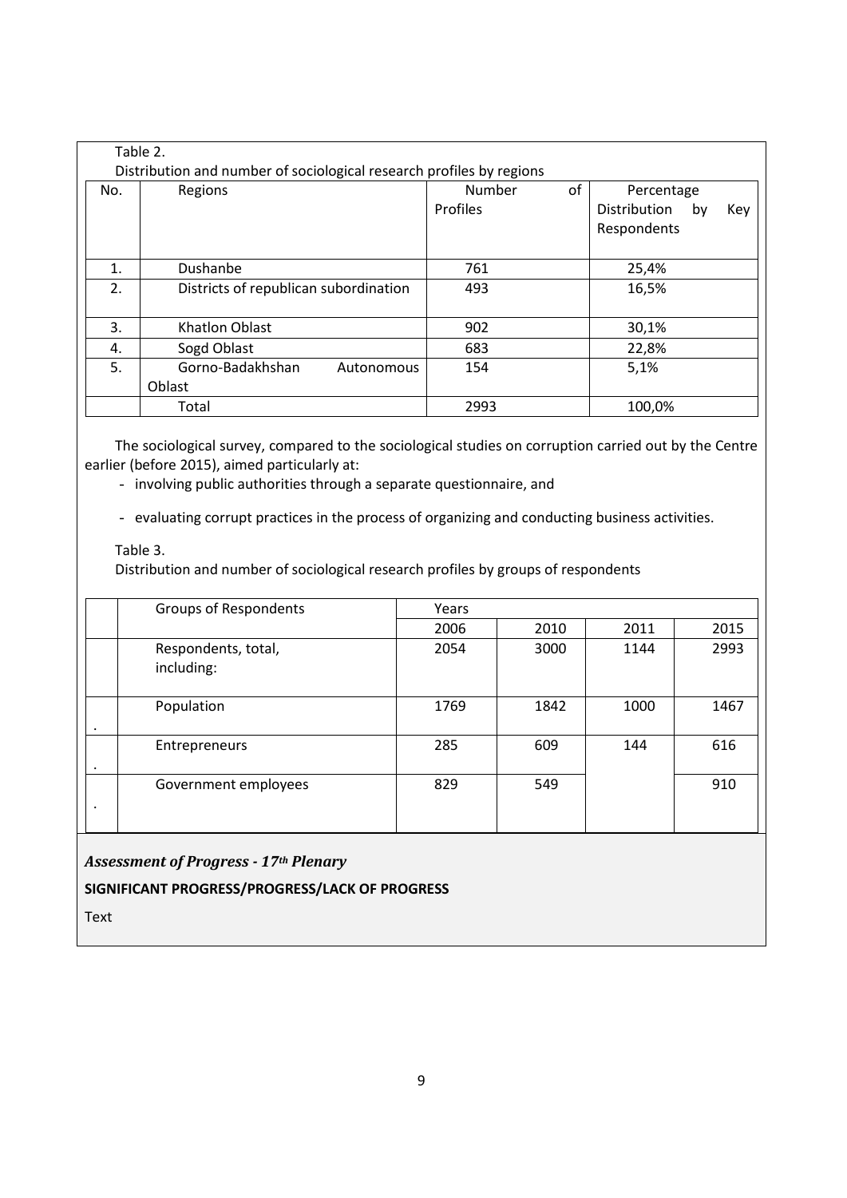Table 2.

Distribution and number of sociological research profiles by regions

| No. | Regions | Number of Profiles | Percentage Distribution by Key Respondents |
|---|---|---|---|
| 1. | Dushanbe | 761 | 25,4% |
| 2. | Districts of republican subordination | 493 | 16,5% |
| 3. | Khatlon Oblast | 902 | 30,1% |
| 4. | Sogd Oblast | 683 | 22,8% |
| 5. | Gorno-Badakhshan Autonomous Oblast | 154 | 5,1% |
| | Total | 2993 | 100,0% |

The sociological survey, compared to the sociological studies on corruption carried out by the Centre earlier (before 2015), aimed particularly at:

- involving public authorities through a separate questionnaire, and
- evaluating corrupt practices in the process of organizing and conducting business activities.

Table 3.

Distribution and number of sociological research profiles by groups of respondents

| | Groups of Respondents | Years | | | |
|---|---|---|---|---|---|
| | | 2006 | 2010 | 2011 | 2015 |
| | Respondents, total, including: | 2054 | 3000 | 1144 | 2993 |
| . | Population | 1769 | 1842 | 1000 | 1467 |
| . | Entrepreneurs | 285 | 609 | 144 | 616 |
| . | Government employees | 829 | 549 | | 910 |

***Assessment of Progress - 17th Plenary***

**SIGNIFICANT PROGRESS/PROGRESS/LACK OF PROGRESS**

Text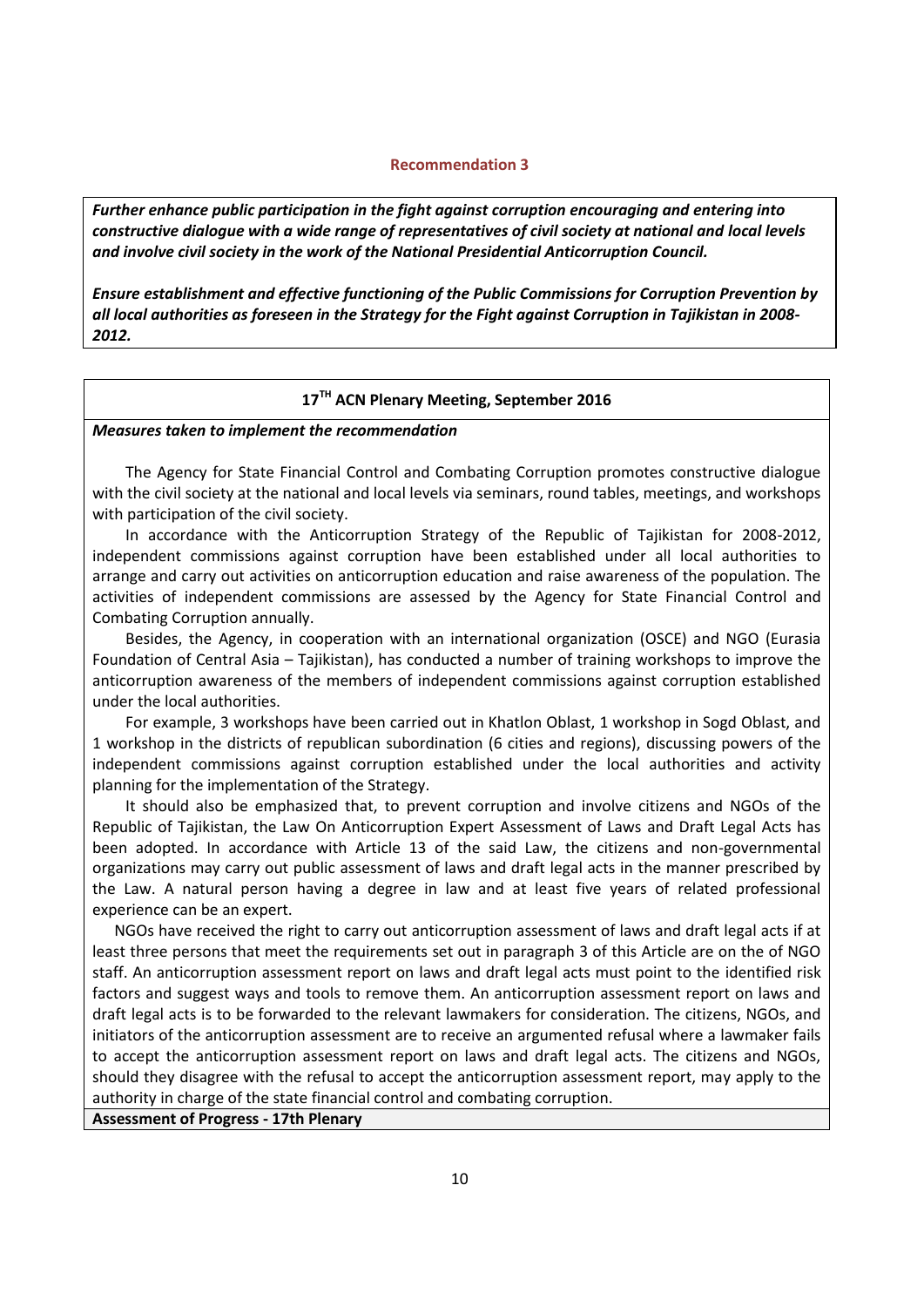### Recommendation 3

***Further enhance public participation in the fight against corruption encouraging and entering into constructive dialogue with a wide range of representatives of civil society at national and local levels and involve civil society in the work of the National Presidential Anticorruption Council.***

***Ensure establishment and effective functioning of the Public Commissions for Corruption Prevention by all local authorities as foreseen in the Strategy for the Fight against Corruption in Tajikistan in 2008-2012.***

**17TH ACN Plenary Meeting, September 2016**

***Measures taken to implement the recommendation***

The Agency for State Financial Control and Combating Corruption promotes constructive dialogue with the civil society at the national and local levels via seminars, round tables, meetings, and workshops with participation of the civil society.

In accordance with the Anticorruption Strategy of the Republic of Tajikistan for 2008-2012, independent commissions against corruption have been established under all local authorities to arrange and carry out activities on anticorruption education and raise awareness of the population. The activities of independent commissions are assessed by the Agency for State Financial Control and Combating Corruption annually.

Besides, the Agency, in cooperation with an international organization (OSCE) and NGO (Eurasia Foundation of Central Asia – Tajikistan), has conducted a number of training workshops to improve the anticorruption awareness of the members of independent commissions against corruption established under the local authorities.

For example, 3 workshops have been carried out in Khatlon Oblast, 1 workshop in Sogd Oblast, and 1 workshop in the districts of republican subordination (6 cities and regions), discussing powers of the independent commissions against corruption established under the local authorities and activity planning for the implementation of the Strategy.

It should also be emphasized that, to prevent corruption and involve citizens and NGOs of the Republic of Tajikistan, the Law On Anticorruption Expert Assessment of Laws and Draft Legal Acts has been adopted. In accordance with Article 13 of the said Law, the citizens and non-governmental organizations may carry out public assessment of laws and draft legal acts in the manner prescribed by the Law. A natural person having a degree in law and at least five years of related professional experience can be an expert.

NGOs have received the right to carry out anticorruption assessment of laws and draft legal acts if at least three persons that meet the requirements set out in paragraph 3 of this Article are on the of NGO staff. An anticorruption assessment report on laws and draft legal acts must point to the identified risk factors and suggest ways and tools to remove them. An anticorruption assessment report on laws and draft legal acts is to be forwarded to the relevant lawmakers for consideration. The citizens, NGOs, and initiators of the anticorruption assessment are to receive an argumented refusal where a lawmaker fails to accept the anticorruption assessment report on laws and draft legal acts. The citizens and NGOs, should they disagree with the refusal to accept the anticorruption assessment report, may apply to the authority in charge of the state financial control and combating corruption.

**Assessment of Progress - 17th Plenary**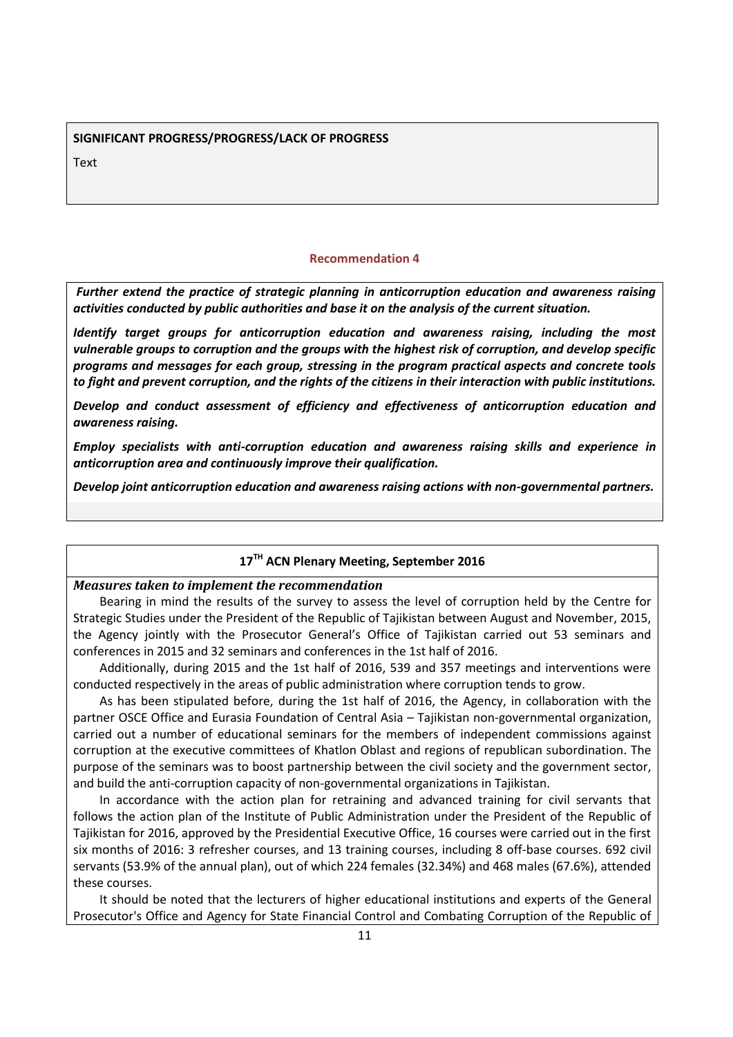**SIGNIFICANT PROGRESS/PROGRESS/LACK OF PROGRESS**

Text

### Recommendation 4

***Further extend the practice of strategic planning in anticorruption education and awareness raising activities conducted by public authorities and base it on the analysis of the current situation.***

***Identify target groups for anticorruption education and awareness raising, including the most vulnerable groups to corruption and the groups with the highest risk of corruption, and develop specific programs and messages for each group, stressing in the program practical aspects and concrete tools to fight and prevent corruption, and the rights of the citizens in their interaction with public institutions.***

***Develop and conduct assessment of efficiency and effectiveness of anticorruption education and awareness raising.***

***Employ specialists with anti-corruption education and awareness raising skills and experience in anticorruption area and continuously improve their qualification.***

***Develop joint anticorruption education and awareness raising actions with non-governmental partners.***

**17TH ACN Plenary Meeting, September 2016**

***Measures taken to implement the recommendation***

Bearing in mind the results of the survey to assess the level of corruption held by the Centre for Strategic Studies under the President of the Republic of Tajikistan between August and November, 2015, the Agency jointly with the Prosecutor General's Office of Tajikistan carried out 53 seminars and conferences in 2015 and 32 seminars and conferences in the 1st half of 2016.

Additionally, during 2015 and the 1st half of 2016, 539 and 357 meetings and interventions were conducted respectively in the areas of public administration where corruption tends to grow.

As has been stipulated before, during the 1st half of 2016, the Agency, in collaboration with the partner OSCE Office and Eurasia Foundation of Central Asia – Tajikistan non-governmental organization, carried out a number of educational seminars for the members of independent commissions against corruption at the executive committees of Khatlon Oblast and regions of republican subordination. The purpose of the seminars was to boost partnership between the civil society and the government sector, and build the anti-corruption capacity of non-governmental organizations in Tajikistan.

In accordance with the action plan for retraining and advanced training for civil servants that follows the action plan of the Institute of Public Administration under the President of the Republic of Tajikistan for 2016, approved by the Presidential Executive Office, 16 courses were carried out in the first six months of 2016: 3 refresher courses, and 13 training courses, including 8 off-base courses. 692 civil servants (53.9% of the annual plan), out of which 224 females (32.34%) and 468 males (67.6%), attended these courses.

It should be noted that the lecturers of higher educational institutions and experts of the General Prosecutor's Office and Agency for State Financial Control and Combating Corruption of the Republic of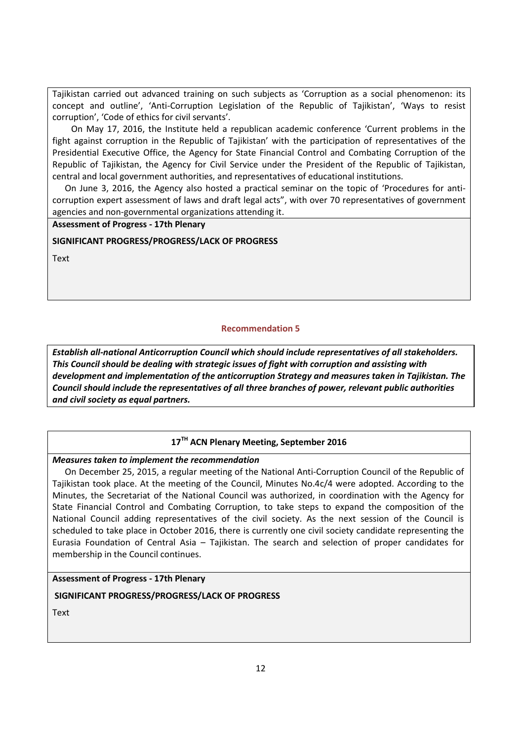Tajikistan carried out advanced training on such subjects as 'Corruption as a social phenomenon: its concept and outline', 'Anti-Corruption Legislation of the Republic of Tajikistan', 'Ways to resist corruption', 'Code of ethics for civil servants'.

On May 17, 2016, the Institute held a republican academic conference 'Current problems in the fight against corruption in the Republic of Tajikistan' with the participation of representatives of the Presidential Executive Office, the Agency for State Financial Control and Combating Corruption of the Republic of Tajikistan, the Agency for Civil Service under the President of the Republic of Tajikistan, central and local government authorities, and representatives of educational institutions.

On June 3, 2016, the Agency also hosted a practical seminar on the topic of 'Procedures for anti-corruption expert assessment of laws and draft legal acts", with over 70 representatives of government agencies and non-governmental organizations attending it.

**Assessment of Progress - 17th Plenary**

**SIGNIFICANT PROGRESS/PROGRESS/LACK OF PROGRESS**

Text

### Recommendation 5

***Establish all-national Anticorruption Council which should include representatives of all stakeholders. This Council should be dealing with strategic issues of fight with corruption and assisting with development and implementation of the anticorruption Strategy and measures taken in Tajikistan. The Council should include the representatives of all three branches of power, relevant public authorities and civil society as equal partners.***

### 17TH ACN Plenary Meeting, September 2016

***Measures taken to implement the recommendation***

On December 25, 2015, a regular meeting of the National Anti-Corruption Council of the Republic of Tajikistan took place. At the meeting of the Council, Minutes No.4c/4 were adopted. According to the Minutes, the Secretariat of the National Council was authorized, in coordination with the Agency for State Financial Control and Combating Corruption, to take steps to expand the composition of the National Council adding representatives of the civil society. As the next session of the Council is scheduled to take place in October 2016, there is currently one civil society candidate representing the Eurasia Foundation of Central Asia – Tajikistan. The search and selection of proper candidates for membership in the Council continues.

**Assessment of Progress - 17th Plenary**

**SIGNIFICANT PROGRESS/PROGRESS/LACK OF PROGRESS**

Text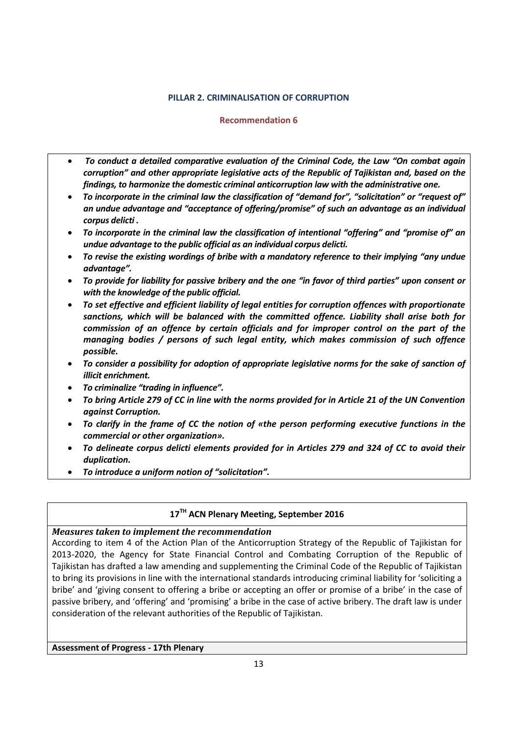## PILLAR 2. CRIMINALISATION OF CORRUPTION

### Recommendation 6

- ***To conduct a detailed comparative evaluation of the Criminal Code, the Law "On combat again corruption" and other appropriate legislative acts of the Republic of Tajikistan and, based on the findings, to harmonize the domestic criminal anticorruption law with the administrative one.***
- ***To incorporate in the criminal law the classification of "demand for", "solicitation" or "request of" an undue advantage and "acceptance of offering/promise" of such an advantage as an individual corpus delicti .***
- ***To incorporate in the criminal law the classification of intentional "offering" and "promise of" an undue advantage to the public official as an individual corpus delicti.***
- ***To revise the existing wordings of bribe with a mandatory reference to their implying "any undue advantage".***
- ***To provide for liability for passive bribery and the one "in favor of third parties" upon consent or with the knowledge of the public official.***
- ***To set effective and efficient liability of legal entities for corruption offences with proportionate sanctions, which will be balanced with the committed offence. Liability shall arise both for commission of an offence by certain officials and for improper control on the part of the managing bodies / persons of such legal entity, which makes commission of such offence possible.***
- ***To consider a possibility for adoption of appropriate legislative norms for the sake of sanction of illicit enrichment.***
- ***To criminalize "trading in influence".***
- ***To bring Article 279 of CC in line with the norms provided for in Article 21 of the UN Convention against Corruption.***
- ***To clarify in the frame of CC the notion of «the person performing executive functions in the commercial or other organization».***
- ***To delineate corpus delicti elements provided for in Articles 279 and 324 of CC to avoid their duplication.***
- ***To introduce a uniform notion of "solicitation".***

**17[TH] ACN Plenary Meeting, September 2016**

***Measures taken to implement the recommendation***

According to item 4 of the Action Plan of the Anticorruption Strategy of the Republic of Tajikistan for 2013-2020, the Agency for State Financial Control and Combating Corruption of the Republic of Tajikistan has drafted a law amending and supplementing the Criminal Code of the Republic of Tajikistan to bring its provisions in line with the international standards introducing criminal liability for 'soliciting a bribe' and 'giving consent to offering a bribe or accepting an offer or promise of a bribe' in the case of passive bribery, and 'offering' and 'promising' a bribe in the case of active bribery. The draft law is under consideration of the relevant authorities of the Republic of Tajikistan.

**Assessment of Progress - 17th Plenary**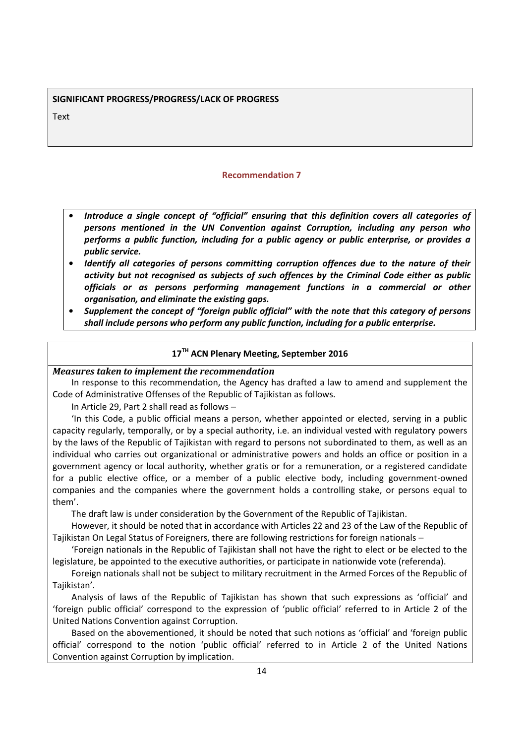**SIGNIFICANT PROGRESS/PROGRESS/LACK OF PROGRESS**

Text

### Recommendation 7

- ***Introduce a single concept of "official" ensuring that this definition covers all categories of persons mentioned in the UN Convention against Corruption, including any person who performs a public function, including for a public agency or public enterprise, or provides a public service.***
- ***Identify all categories of persons committing corruption offences due to the nature of their activity but not recognised as subjects of such offences by the Criminal Code either as public officials or as persons performing management functions in a commercial or other organisation, and eliminate the existing gaps.***
- ***Supplement the concept of "foreign public official" with the note that this category of persons shall include persons who perform any public function, including for a public enterprise.***

**17TH ACN Plenary Meeting, September 2016**

***Measures taken to implement the recommendation***

In response to this recommendation, the Agency has drafted a law to amend and supplement the Code of Administrative Offenses of the Republic of Tajikistan as follows.

In Article 29, Part 2 shall read as follows –

'In this Code, a public official means a person, whether appointed or elected, serving in a public capacity regularly, temporally, or by a special authority, i.e. an individual vested with regulatory powers by the laws of the Republic of Tajikistan with regard to persons not subordinated to them, as well as an individual who carries out organizational or administrative powers and holds an office or position in a government agency or local authority, whether gratis or for a remuneration, or a registered candidate for a public elective office, or a member of a public elective body, including government-owned companies and the companies where the government holds a controlling stake, or persons equal to them'.

The draft law is under consideration by the Government of the Republic of Tajikistan.

However, it should be noted that in accordance with Articles 22 and 23 of the Law of the Republic of Tajikistan On Legal Status of Foreigners, there are following restrictions for foreign nationals –

'Foreign nationals in the Republic of Tajikistan shall not have the right to elect or be elected to the legislature, be appointed to the executive authorities, or participate in nationwide vote (referenda).

Foreign nationals shall not be subject to military recruitment in the Armed Forces of the Republic of Tajikistan'.

Analysis of laws of the Republic of Tajikistan has shown that such expressions as 'official' and 'foreign public official' correspond to the expression of 'public official' referred to in Article 2 of the United Nations Convention against Corruption.

Based on the abovementioned, it should be noted that such notions as 'official' and 'foreign public official' correspond to the notion 'public official' referred to in Article 2 of the United Nations Convention against Corruption by implication.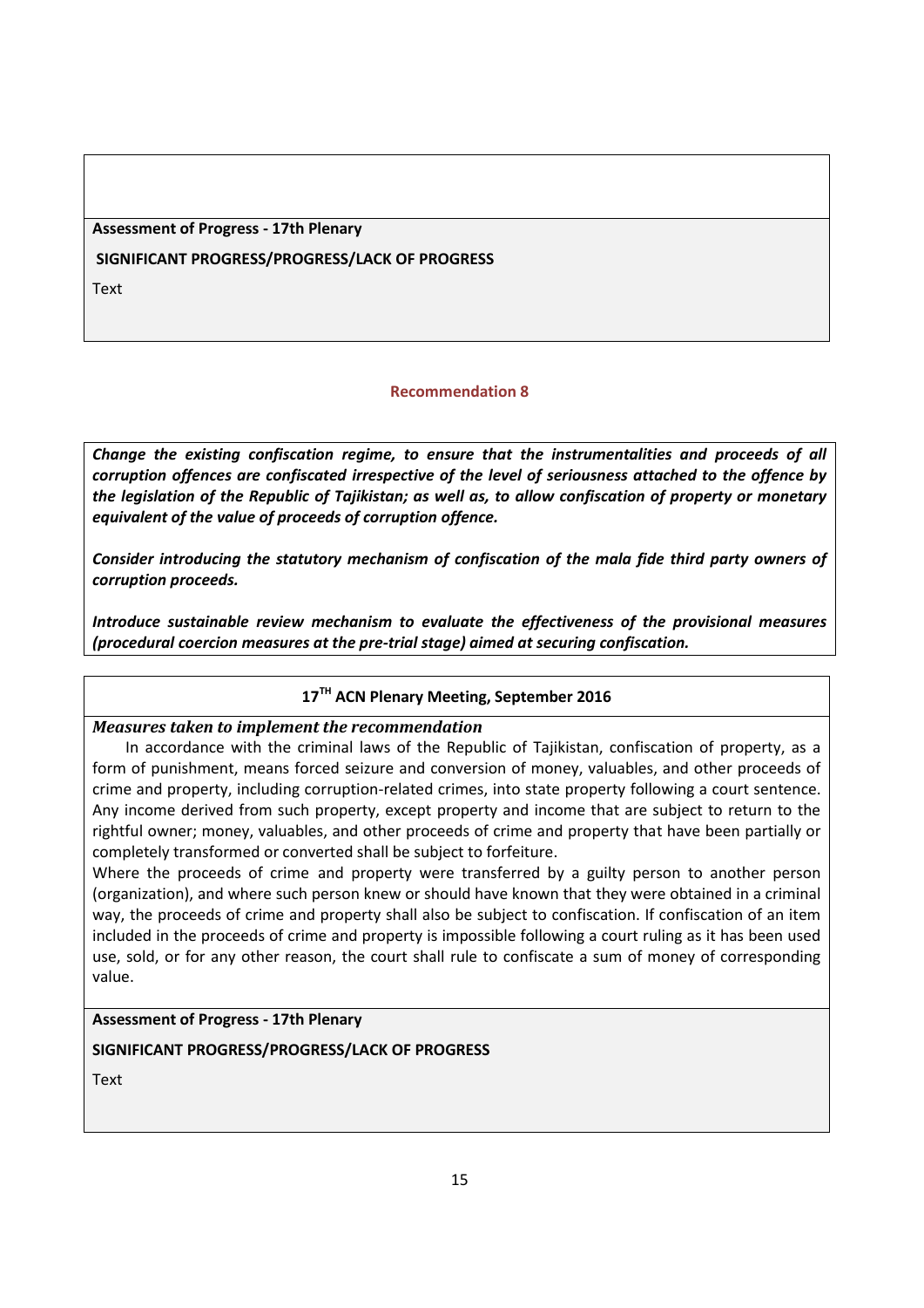**Assessment of Progress - 17th Plenary**

**SIGNIFICANT PROGRESS/PROGRESS/LACK OF PROGRESS**

Text

### Recommendation 8

***Change the existing confiscation regime, to ensure that the instrumentalities and proceeds of all corruption offences are confiscated irrespective of the level of seriousness attached to the offence by the legislation of the Republic of Tajikistan; as well as, to allow confiscation of property or monetary equivalent of the value of proceeds of corruption offence.***

***Consider introducing the statutory mechanism of confiscation of the mala fide third party owners of corruption proceeds.***

***Introduce sustainable review mechanism to evaluate the effectiveness of the provisional measures (procedural coercion measures at the pre-trial stage) aimed at securing confiscation.***

**17TH ACN Plenary Meeting, September 2016**

***Measures taken to implement the recommendation***

In accordance with the criminal laws of the Republic of Tajikistan, confiscation of property, as a form of punishment, means forced seizure and conversion of money, valuables, and other proceeds of crime and property, including corruption-related crimes, into state property following a court sentence. Any income derived from such property, except property and income that are subject to return to the rightful owner; money, valuables, and other proceeds of crime and property that have been partially or completely transformed or converted shall be subject to forfeiture.

Where the proceeds of crime and property were transferred by a guilty person to another person (organization), and where such person knew or should have known that they were obtained in a criminal way, the proceeds of crime and property shall also be subject to confiscation. If confiscation of an item included in the proceeds of crime and property is impossible following a court ruling as it has been used use, sold, or for any other reason, the court shall rule to confiscate a sum of money of corresponding value.

**Assessment of Progress - 17th Plenary**

**SIGNIFICANT PROGRESS/PROGRESS/LACK OF PROGRESS**

Text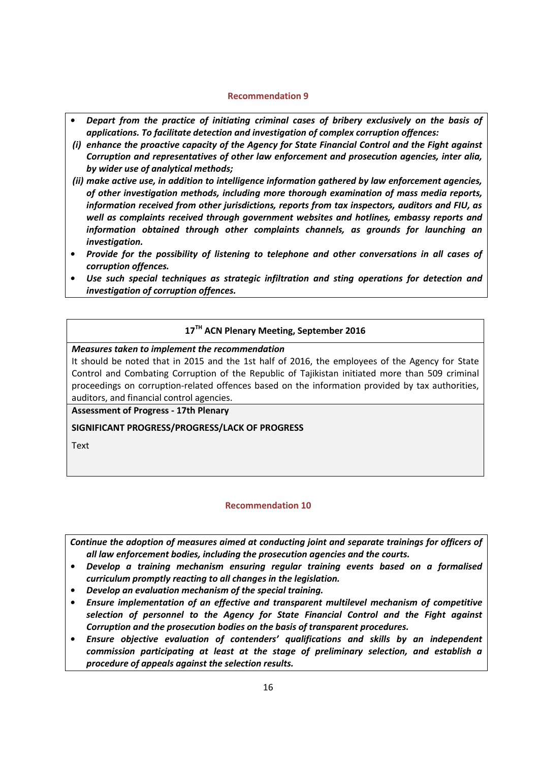### Recommendation 9

- ***Depart from the practice of initiating criminal cases of bribery exclusively on the basis of applications. To facilitate detection and investigation of complex corruption offences:***

  ***(i) enhance the proactive capacity of the Agency for State Financial Control and the Fight against Corruption and representatives of other law enforcement and prosecution agencies, inter alia, by wider use of analytical methods;***

  ***(ii) make active use, in addition to intelligence information gathered by law enforcement agencies, of other investigation methods, including more thorough examination of mass media reports, information received from other jurisdictions, reports from tax inspectors, auditors and FIU, as well as complaints received through government websites and hotlines, embassy reports and information obtained through other complaints channels, as grounds for launching an investigation.***
- ***Provide for the possibility of listening to telephone and other conversations in all cases of corruption offences.***
- ***Use such special techniques as strategic infiltration and sting operations for detection and investigation of corruption offences.***

**17TH ACN Plenary Meeting, September 2016**

***Measures taken to implement the recommendation***

It should be noted that in 2015 and the 1st half of 2016, the employees of the Agency for State Control and Combating Corruption of the Republic of Tajikistan initiated more than 509 criminal proceedings on corruption-related offences based on the information provided by tax authorities, auditors, and financial control agencies.

**Assessment of Progress - 17th Plenary**

**SIGNIFICANT PROGRESS/PROGRESS/LACK OF PROGRESS**

Text

### Recommendation 10

***Continue the adoption of measures aimed at conducting joint and separate trainings for officers of all law enforcement bodies, including the prosecution agencies and the courts.***

- ***Develop a training mechanism ensuring regular training events based on a formalised curriculum promptly reacting to all changes in the legislation.***
- ***Develop an evaluation mechanism of the special training.***
- ***Ensure implementation of an effective and transparent multilevel mechanism of competitive selection of personnel to the Agency for State Financial Control and the Fight against Corruption and the prosecution bodies on the basis of transparent procedures.***
- ***Ensure objective evaluation of contenders' qualifications and skills by an independent commission participating at least at the stage of preliminary selection, and establish a procedure of appeals against the selection results.***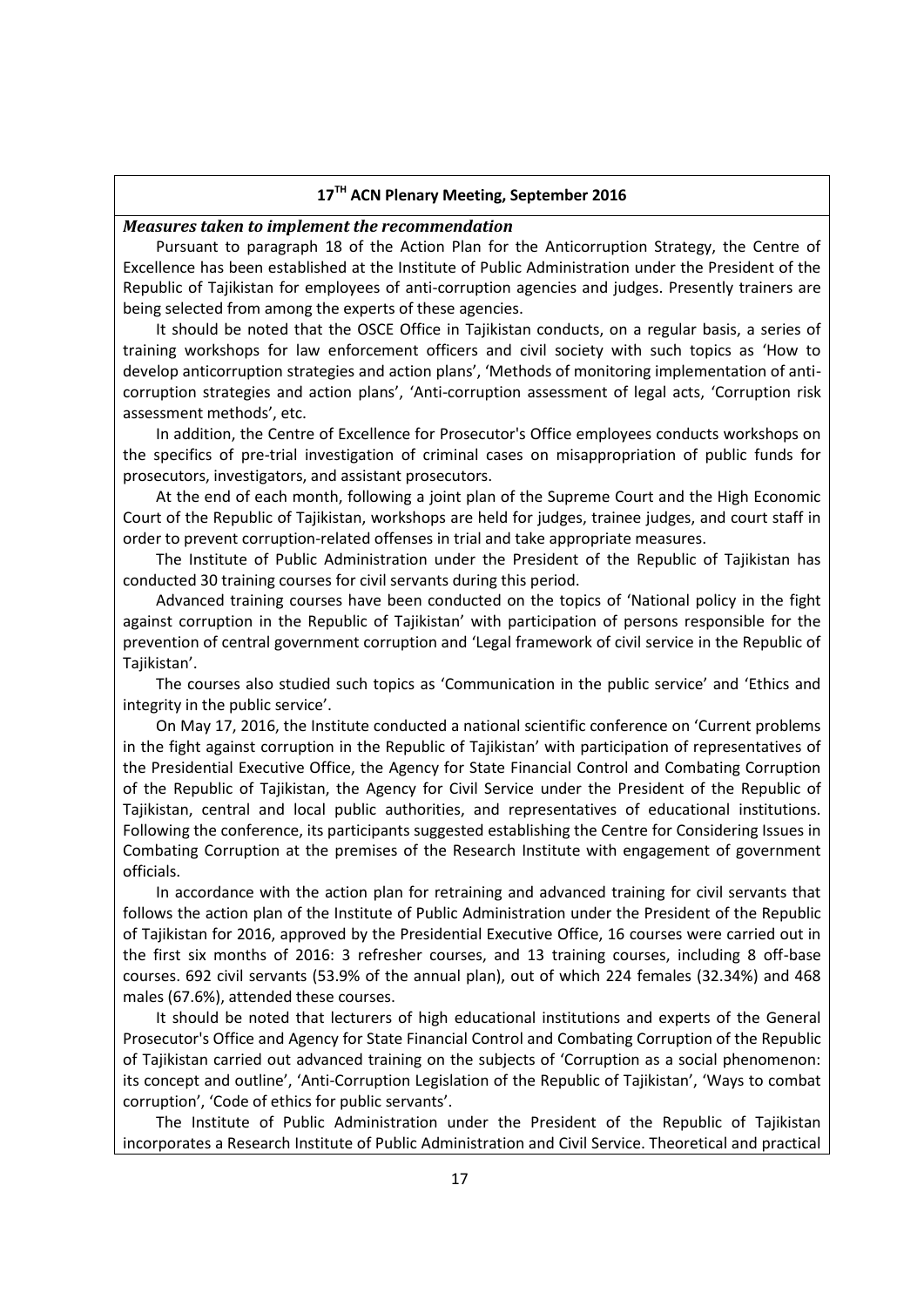## 17[TH] ACN Plenary Meeting, September 2016

***Measures taken to implement the recommendation***

Pursuant to paragraph 18 of the Action Plan for the Anticorruption Strategy, the Centre of Excellence has been established at the Institute of Public Administration under the President of the Republic of Tajikistan for employees of anti-corruption agencies and judges. Presently trainers are being selected from among the experts of these agencies.

It should be noted that the OSCE Office in Tajikistan conducts, on a regular basis, a series of training workshops for law enforcement officers and civil society with such topics as 'How to develop anticorruption strategies and action plans', 'Methods of monitoring implementation of anti-corruption strategies and action plans', 'Anti-corruption assessment of legal acts, 'Corruption risk assessment methods', etc.

In addition, the Centre of Excellence for Prosecutor's Office employees conducts workshops on the specifics of pre-trial investigation of criminal cases on misappropriation of public funds for prosecutors, investigators, and assistant prosecutors.

At the end of each month, following a joint plan of the Supreme Court and the High Economic Court of the Republic of Tajikistan, workshops are held for judges, trainee judges, and court staff in order to prevent corruption-related offenses in trial and take appropriate measures.

The Institute of Public Administration under the President of the Republic of Tajikistan has conducted 30 training courses for civil servants during this period.

Advanced training courses have been conducted on the topics of 'National policy in the fight against corruption in the Republic of Tajikistan' with participation of persons responsible for the prevention of central government corruption and 'Legal framework of civil service in the Republic of Tajikistan'.

The courses also studied such topics as 'Communication in the public service' and 'Ethics and integrity in the public service'.

On May 17, 2016, the Institute conducted a national scientific conference on 'Current problems in the fight against corruption in the Republic of Tajikistan' with participation of representatives of the Presidential Executive Office, the Agency for State Financial Control and Combating Corruption of the Republic of Tajikistan, the Agency for Civil Service under the President of the Republic of Tajikistan, central and local public authorities, and representatives of educational institutions. Following the conference, its participants suggested establishing the Centre for Considering Issues in Combating Corruption at the premises of the Research Institute with engagement of government officials.

In accordance with the action plan for retraining and advanced training for civil servants that follows the action plan of the Institute of Public Administration under the President of the Republic of Tajikistan for 2016, approved by the Presidential Executive Office, 16 courses were carried out in the first six months of 2016: 3 refresher courses, and 13 training courses, including 8 off-base courses. 692 civil servants (53.9% of the annual plan), out of which 224 females (32.34%) and 468 males (67.6%), attended these courses.

It should be noted that lecturers of high educational institutions and experts of the General Prosecutor's Office and Agency for State Financial Control and Combating Corruption of the Republic of Tajikistan carried out advanced training on the subjects of 'Corruption as a social phenomenon: its concept and outline', 'Anti-Corruption Legislation of the Republic of Tajikistan', 'Ways to combat corruption', 'Code of ethics for public servants'.

The Institute of Public Administration under the President of the Republic of Tajikistan incorporates a Research Institute of Public Administration and Civil Service. Theoretical and practical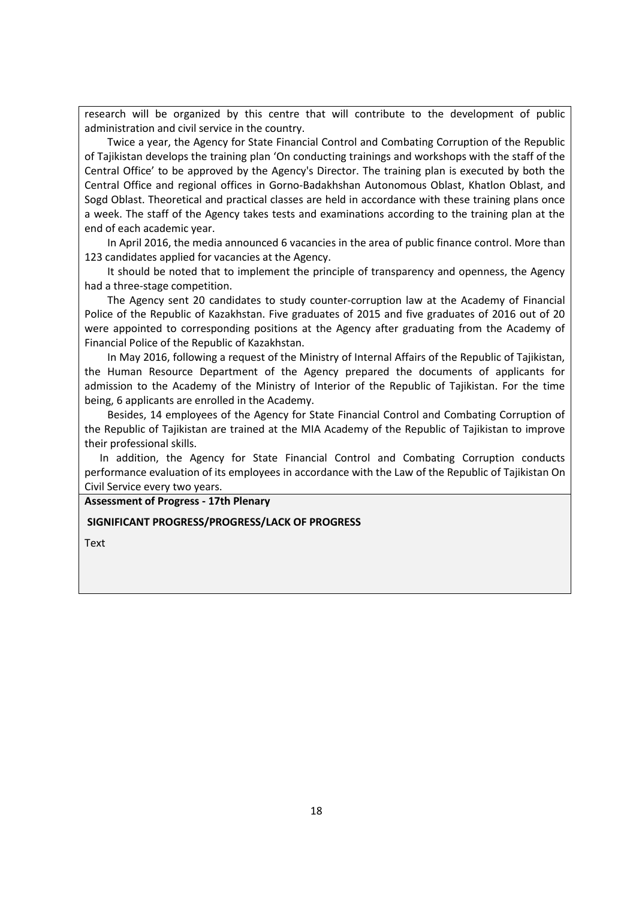research will be organized by this centre that will contribute to the development of public administration and civil service in the country.

Twice a year, the Agency for State Financial Control and Combating Corruption of the Republic of Tajikistan develops the training plan 'On conducting trainings and workshops with the staff of the Central Office' to be approved by the Agency's Director. The training plan is executed by both the Central Office and regional offices in Gorno-Badakhshan Autonomous Oblast, Khatlon Oblast, and Sogd Oblast. Theoretical and practical classes are held in accordance with these training plans once a week. The staff of the Agency takes tests and examinations according to the training plan at the end of each academic year.

In April 2016, the media announced 6 vacancies in the area of public finance control. More than 123 candidates applied for vacancies at the Agency.

It should be noted that to implement the principle of transparency and openness, the Agency had a three-stage competition.

The Agency sent 20 candidates to study counter-corruption law at the Academy of Financial Police of the Republic of Kazakhstan. Five graduates of 2015 and five graduates of 2016 out of 20 were appointed to corresponding positions at the Agency after graduating from the Academy of Financial Police of the Republic of Kazakhstan.

In May 2016, following a request of the Ministry of Internal Affairs of the Republic of Tajikistan, the Human Resource Department of the Agency prepared the documents of applicants for admission to the Academy of the Ministry of Interior of the Republic of Tajikistan. For the time being, 6 applicants are enrolled in the Academy.

Besides, 14 employees of the Agency for State Financial Control and Combating Corruption of the Republic of Tajikistan are trained at the MIA Academy of the Republic of Tajikistan to improve their professional skills.

In addition, the Agency for State Financial Control and Combating Corruption conducts performance evaluation of its employees in accordance with the Law of the Republic of Tajikistan On Civil Service every two years.

**Assessment of Progress - 17th Plenary**

**SIGNIFICANT PROGRESS/PROGRESS/LACK OF PROGRESS**

Text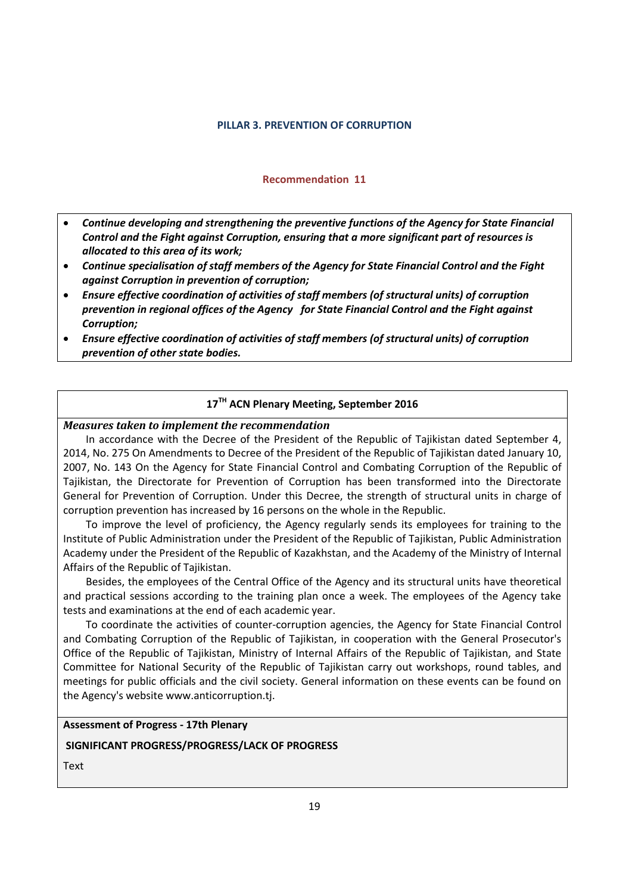## PILLAR 3. PREVENTION OF CORRUPTION

### Recommendation 11

- ***Continue developing and strengthening the preventive functions of the Agency for State Financial Control and the Fight against Corruption, ensuring that a more significant part of resources is allocated to this area of its work;***
- ***Continue specialisation of staff members of the Agency for State Financial Control and the Fight against Corruption in prevention of corruption;***
- ***Ensure effective coordination of activities of staff members (of structural units) of corruption prevention in regional offices of the Agency for State Financial Control and the Fight against Corruption;***
- ***Ensure effective coordination of activities of staff members (of structural units) of corruption prevention of other state bodies.***

**17TH ACN Plenary Meeting, September 2016**

***Measures taken to implement the recommendation***

In accordance with the Decree of the President of the Republic of Tajikistan dated September 4, 2014, No. 275 On Amendments to Decree of the President of the Republic of Tajikistan dated January 10, 2007, No. 143 On the Agency for State Financial Control and Combating Corruption of the Republic of Tajikistan, the Directorate for Prevention of Corruption has been transformed into the Directorate General for Prevention of Corruption. Under this Decree, the strength of structural units in charge of corruption prevention has increased by 16 persons on the whole in the Republic.

To improve the level of proficiency, the Agency regularly sends its employees for training to the Institute of Public Administration under the President of the Republic of Tajikistan, Public Administration Academy under the President of the Republic of Kazakhstan, and the Academy of the Ministry of Internal Affairs of the Republic of Tajikistan.

Besides, the employees of the Central Office of the Agency and its structural units have theoretical and practical sessions according to the training plan once a week. The employees of the Agency take tests and examinations at the end of each academic year.

To coordinate the activities of counter-corruption agencies, the Agency for State Financial Control and Combating Corruption of the Republic of Tajikistan, in cooperation with the General Prosecutor's Office of the Republic of Tajikistan, Ministry of Internal Affairs of the Republic of Tajikistan, and State Committee for National Security of the Republic of Tajikistan carry out workshops, round tables, and meetings for public officials and the civil society. General information on these events can be found on the Agency's website www.anticorruption.tj.

**Assessment of Progress - 17th Plenary**

**SIGNIFICANT PROGRESS/PROGRESS/LACK OF PROGRESS**

Text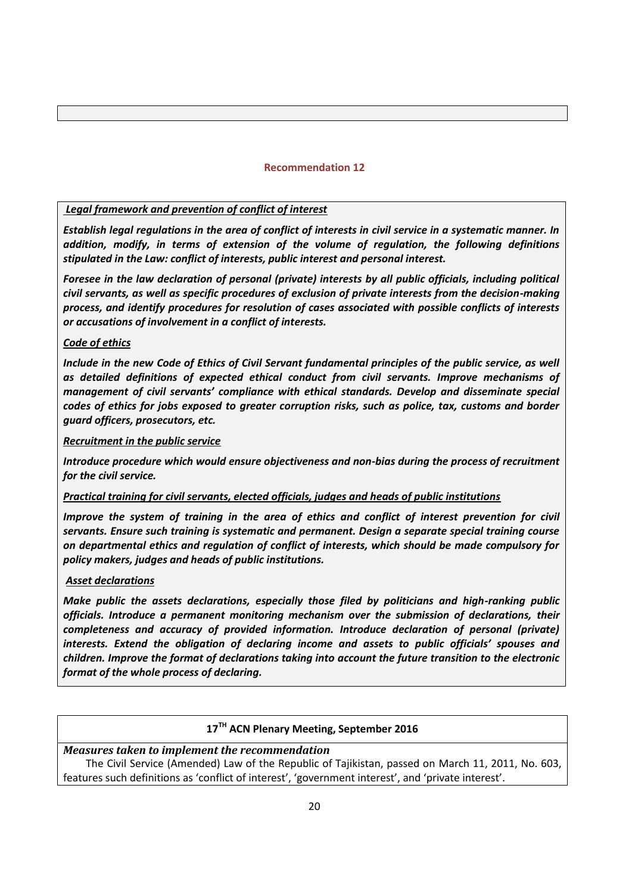## Recommendation 12

***Legal framework and prevention of conflict of interest***

***Establish legal regulations in the area of conflict of interests in civil service in a systematic manner. In addition, modify, in terms of extension of the volume of regulation, the following definitions stipulated in the Law: conflict of interests, public interest and personal interest.***

***Foresee in the law declaration of personal (private) interests by all public officials, including political civil servants, as well as specific procedures of exclusion of private interests from the decision-making process, and identify procedures for resolution of cases associated with possible conflicts of interests or accusations of involvement in a conflict of interests.***

***Code of ethics***

***Include in the new Code of Ethics of Civil Servant fundamental principles of the public service, as well as detailed definitions of expected ethical conduct from civil servants. Improve mechanisms of management of civil servants' compliance with ethical standards. Develop and disseminate special codes of ethics for jobs exposed to greater corruption risks, such as police, tax, customs and border guard officers, prosecutors, etc.***

***Recruitment in the public service***

***Introduce procedure which would ensure objectiveness and non-bias during the process of recruitment for the civil service.***

***Practical training for civil servants, elected officials, judges and heads of public institutions***

***Improve the system of training in the area of ethics and conflict of interest prevention for civil servants. Ensure such training is systematic and permanent. Design a separate special training course on departmental ethics and regulation of conflict of interests, which should be made compulsory for policy makers, judges and heads of public institutions.***

***Asset declarations***

***Make public the assets declarations, especially those filed by politicians and high-ranking public officials. Introduce a permanent monitoring mechanism over the submission of declarations, their completeness and accuracy of provided information. Introduce declaration of personal (private) interests. Extend the obligation of declaring income and assets to public officials' spouses and children. Improve the format of declarations taking into account the future transition to the electronic format of the whole process of declaring.***

### 17TH ACN Plenary Meeting, September 2016

***Measures taken to implement the recommendation***

The Civil Service (Amended) Law of the Republic of Tajikistan, passed on March 11, 2011, No. 603, features such definitions as 'conflict of interest', 'government interest', and 'private interest'.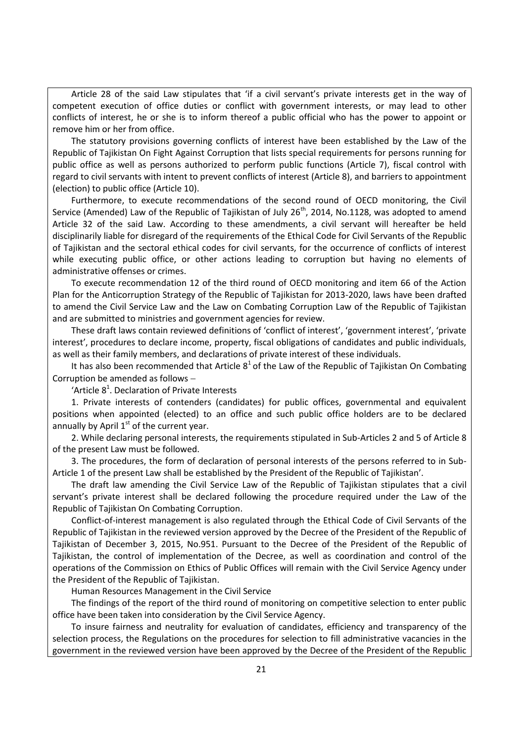Article 28 of the said Law stipulates that 'if a civil servant's private interests get in the way of competent execution of office duties or conflict with government interests, or may lead to other conflicts of interest, he or she is to inform thereof a public official who has the power to appoint or remove him or her from office.

The statutory provisions governing conflicts of interest have been established by the Law of the Republic of Tajikistan On Fight Against Corruption that lists special requirements for persons running for public office as well as persons authorized to perform public functions (Article 7), fiscal control with regard to civil servants with intent to prevent conflicts of interest (Article 8), and barriers to appointment (election) to public office (Article 10).

Furthermore, to execute recommendations of the second round of OECD monitoring, the Civil Service (Amended) Law of the Republic of Tajikistan of July 26th, 2014, No.1128, was adopted to amend Article 32 of the said Law. According to these amendments, a civil servant will hereafter be held disciplinarily liable for disregard of the requirements of the Ethical Code for Civil Servants of the Republic of Tajikistan and the sectoral ethical codes for civil servants, for the occurrence of conflicts of interest while executing public office, or other actions leading to corruption but having no elements of administrative offenses or crimes.

To execute recommendation 12 of the third round of OECD monitoring and item 66 of the Action Plan for the Anticorruption Strategy of the Republic of Tajikistan for 2013-2020, laws have been drafted to amend the Civil Service Law and the Law on Combating Corruption Law of the Republic of Tajikistan and are submitted to ministries and government agencies for review.

These draft laws contain reviewed definitions of 'conflict of interest', 'government interest', 'private interest', procedures to declare income, property, fiscal obligations of candidates and public individuals, as well as their family members, and declarations of private interest of these individuals.

It has also been recommended that Article $8^1$ of the Law of the Republic of Tajikistan On Combating Corruption be amended as follows –

'Article $8^1$. Declaration of Private Interests

1. Private interests of contenders (candidates) for public offices, governmental and equivalent positions when appointed (elected) to an office and such public office holders are to be declared annually by April 1st of the current year.

2. While declaring personal interests, the requirements stipulated in Sub-Articles 2 and 5 of Article 8 of the present Law must be followed.

3. The procedures, the form of declaration of personal interests of the persons referred to in Sub-Article 1 of the present Law shall be established by the President of the Republic of Tajikistan'.

The draft law amending the Civil Service Law of the Republic of Tajikistan stipulates that a civil servant's private interest shall be declared following the procedure required under the Law of the Republic of Tajikistan On Combating Corruption.

Conflict-of-interest management is also regulated through the Ethical Code of Civil Servants of the Republic of Tajikistan in the reviewed version approved by the Decree of the President of the Republic of Tajikistan of December 3, 2015, No.951. Pursuant to the Decree of the President of the Republic of Tajikistan, the control of implementation of the Decree, as well as coordination and control of the operations of the Commission on Ethics of Public Offices will remain with the Civil Service Agency under the President of the Republic of Tajikistan.

Human Resources Management in the Civil Service

The findings of the report of the third round of monitoring on competitive selection to enter public office have been taken into consideration by the Civil Service Agency.

To insure fairness and neutrality for evaluation of candidates, efficiency and transparency of the selection process, the Regulations on the procedures for selection to fill administrative vacancies in the government in the reviewed version have been approved by the Decree of the President of the Republic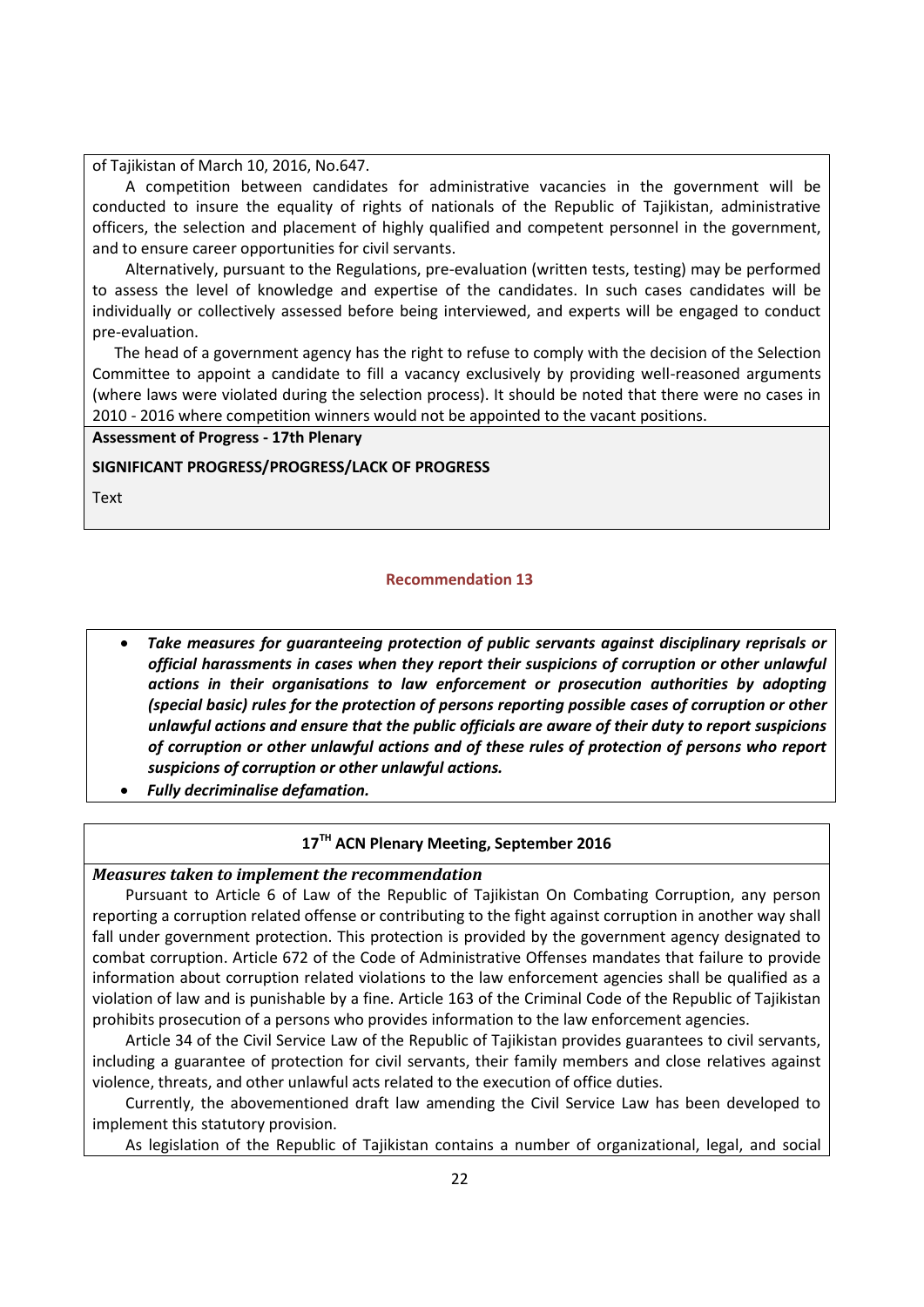of Tajikistan of March 10, 2016, No.647.

A competition between candidates for administrative vacancies in the government will be conducted to insure the equality of rights of nationals of the Republic of Tajikistan, administrative officers, the selection and placement of highly qualified and competent personnel in the government, and to ensure career opportunities for civil servants.

Alternatively, pursuant to the Regulations, pre-evaluation (written tests, testing) may be performed to assess the level of knowledge and expertise of the candidates. In such cases candidates will be individually or collectively assessed before being interviewed, and experts will be engaged to conduct pre-evaluation.

The head of a government agency has the right to refuse to comply with the decision of the Selection Committee to appoint a candidate to fill a vacancy exclusively by providing well-reasoned arguments (where laws were violated during the selection process). It should be noted that there were no cases in 2010 - 2016 where competition winners would not be appointed to the vacant positions.

**Assessment of Progress - 17th Plenary**

**SIGNIFICANT PROGRESS/PROGRESS/LACK OF PROGRESS**

Text

## Recommendation 13

- ***Take measures for guaranteeing protection of public servants against disciplinary reprisals or official harassments in cases when they report their suspicions of corruption or other unlawful actions in their organisations to law enforcement or prosecution authorities by adopting (special basic) rules for the protection of persons reporting possible cases of corruption or other unlawful actions and ensure that the public officials are aware of their duty to report suspicions of corruption or other unlawful actions and of these rules of protection of persons who report suspicions of corruption or other unlawful actions.***
- ***Fully decriminalise defamation.***

### 17TH ACN Plenary Meeting, September 2016

***Measures taken to implement the recommendation***

Pursuant to Article 6 of Law of the Republic of Tajikistan On Combating Corruption, any person reporting a corruption related offense or contributing to the fight against corruption in another way shall fall under government protection. This protection is provided by the government agency designated to combat corruption. Article 672 of the Code of Administrative Offenses mandates that failure to provide information about corruption related violations to the law enforcement agencies shall be qualified as a violation of law and is punishable by a fine. Article 163 of the Criminal Code of the Republic of Tajikistan prohibits prosecution of a persons who provides information to the law enforcement agencies.

Article 34 of the Civil Service Law of the Republic of Tajikistan provides guarantees to civil servants, including a guarantee of protection for civil servants, their family members and close relatives against violence, threats, and other unlawful acts related to the execution of office duties.

Currently, the abovementioned draft law amending the Civil Service Law has been developed to implement this statutory provision.

As legislation of the Republic of Tajikistan contains a number of organizational, legal, and social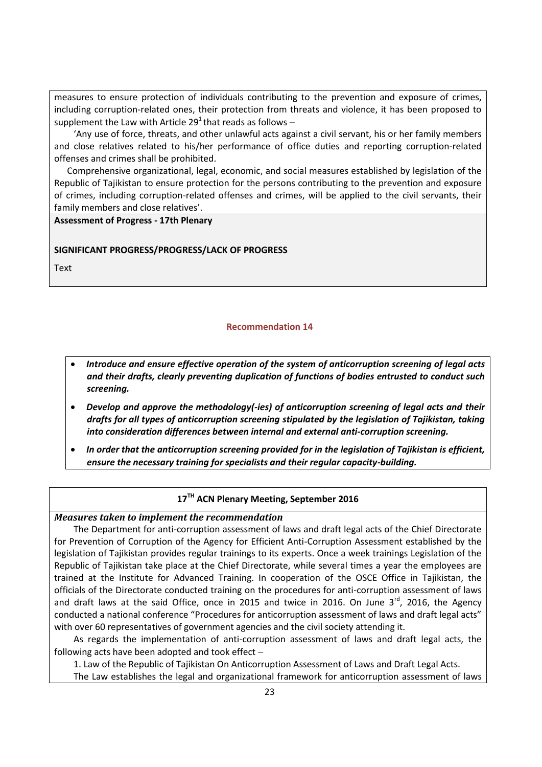measures to ensure protection of individuals contributing to the prevention and exposure of crimes, including corruption-related ones, their protection from threats and violence, it has been proposed to supplement the Law with Article $29^1$ that reads as follows –

'Any use of force, threats, and other unlawful acts against a civil servant, his or her family members and close relatives related to his/her performance of office duties and reporting corruption-related offenses and crimes shall be prohibited.

Comprehensive organizational, legal, economic, and social measures established by legislation of the Republic of Tajikistan to ensure protection for the persons contributing to the prevention and exposure of crimes, including corruption-related offenses and crimes, will be applied to the civil servants, their family members and close relatives'.

**Assessment of Progress - 17th Plenary**

**SIGNIFICANT PROGRESS/PROGRESS/LACK OF PROGRESS**

Text

## Recommendation 14

- ***Introduce and ensure effective operation of the system of anticorruption screening of legal acts and their drafts, clearly preventing duplication of functions of bodies entrusted to conduct such screening.***
- ***Develop and approve the methodology(-ies) of anticorruption screening of legal acts and their drafts for all types of anticorruption screening stipulated by the legislation of Tajikistan, taking into consideration differences between internal and external anti-corruption screening.***
- ***In order that the anticorruption screening provided for in the legislation of Tajikistan is efficient, ensure the necessary training for specialists and their regular capacity-building.***

**17TH ACN Plenary Meeting, September 2016**

***Measures taken to implement the recommendation***

The Department for anti-corruption assessment of laws and draft legal acts of the Chief Directorate for Prevention of Corruption of the Agency for Efficient Anti-Corruption Assessment established by the legislation of Tajikistan provides regular trainings to its experts. Once a week trainings Legislation of the Republic of Tajikistan take place at the Chief Directorate, while several times a year the employees are trained at the Institute for Advanced Training. In cooperation of the OSCE Office in Tajikistan, the officials of the Directorate conducted training on the procedures for anti-corruption assessment of laws and draft laws at the said Office, once in 2015 and twice in 2016. On June 3rd, 2016, the Agency conducted a national conference "Procedures for anticorruption assessment of laws and draft legal acts" with over 60 representatives of government agencies and the civil society attending it.

As regards the implementation of anti-corruption assessment of laws and draft legal acts, the following acts have been adopted and took effect –

1. Law of the Republic of Tajikistan On Anticorruption Assessment of Laws and Draft Legal Acts.

The Law establishes the legal and organizational framework for anticorruption assessment of laws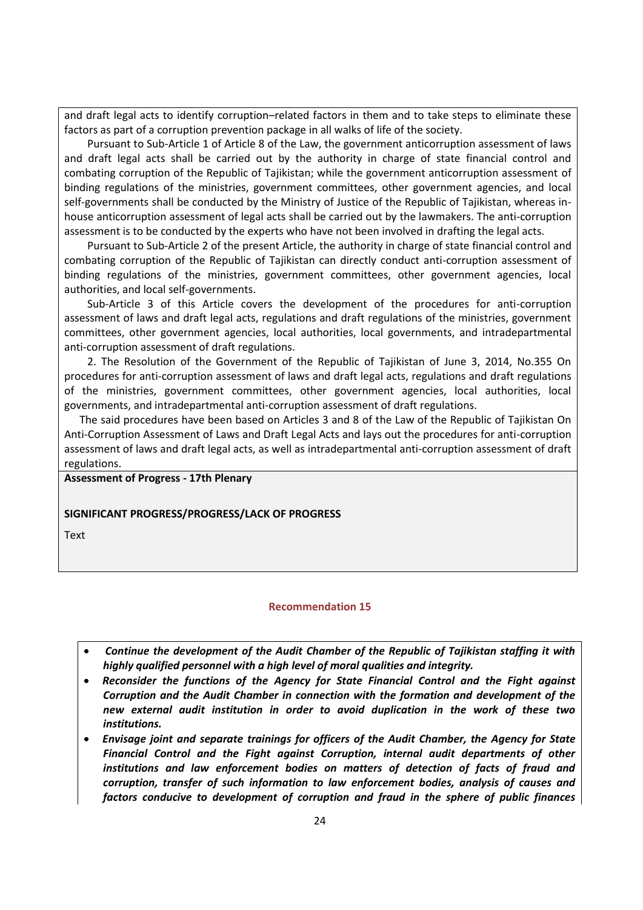and draft legal acts to identify corruption–related factors in them and to take steps to eliminate these factors as part of a corruption prevention package in all walks of life of the society.

Pursuant to Sub-Article 1 of Article 8 of the Law, the government anticorruption assessment of laws and draft legal acts shall be carried out by the authority in charge of state financial control and combating corruption of the Republic of Tajikistan; while the government anticorruption assessment of binding regulations of the ministries, government committees, other government agencies, and local self-governments shall be conducted by the Ministry of Justice of the Republic of Tajikistan, whereas in-house anticorruption assessment of legal acts shall be carried out by the lawmakers. The anti-corruption assessment is to be conducted by the experts who have not been involved in drafting the legal acts.

Pursuant to Sub-Article 2 of the present Article, the authority in charge of state financial control and combating corruption of the Republic of Tajikistan can directly conduct anti-corruption assessment of binding regulations of the ministries, government committees, other government agencies, local authorities, and local self-governments.

Sub-Article 3 of this Article covers the development of the procedures for anti-corruption assessment of laws and draft legal acts, regulations and draft regulations of the ministries, government committees, other government agencies, local authorities, local governments, and intradepartmental anti-corruption assessment of draft regulations.

2. The Resolution of the Government of the Republic of Tajikistan of June 3, 2014, No.355 On procedures for anti-corruption assessment of laws and draft legal acts, regulations and draft regulations of the ministries, government committees, other government agencies, local authorities, local governments, and intradepartmental anti-corruption assessment of draft regulations.

The said procedures have been based on Articles 3 and 8 of the Law of the Republic of Tajikistan On Anti-Corruption Assessment of Laws and Draft Legal Acts and lays out the procedures for anti-corruption assessment of laws and draft legal acts, as well as intradepartmental anti-corruption assessment of draft regulations.

**Assessment of Progress - 17th Plenary**

**SIGNIFICANT PROGRESS/PROGRESS/LACK OF PROGRESS**

Text

## Recommendation 15

- ***Continue the development of the Audit Chamber of the Republic of Tajikistan staffing it with highly qualified personnel with a high level of moral qualities and integrity.***
- ***Reconsider the functions of the Agency for State Financial Control and the Fight against Corruption and the Audit Chamber in connection with the formation and development of the new external audit institution in order to avoid duplication in the work of these two institutions.***
- ***Envisage joint and separate trainings for officers of the Audit Chamber, the Agency for State Financial Control and the Fight against Corruption, internal audit departments of other institutions and law enforcement bodies on matters of detection of facts of fraud and corruption, transfer of such information to law enforcement bodies, analysis of causes and factors conducive to development of corruption and fraud in the sphere of public finances***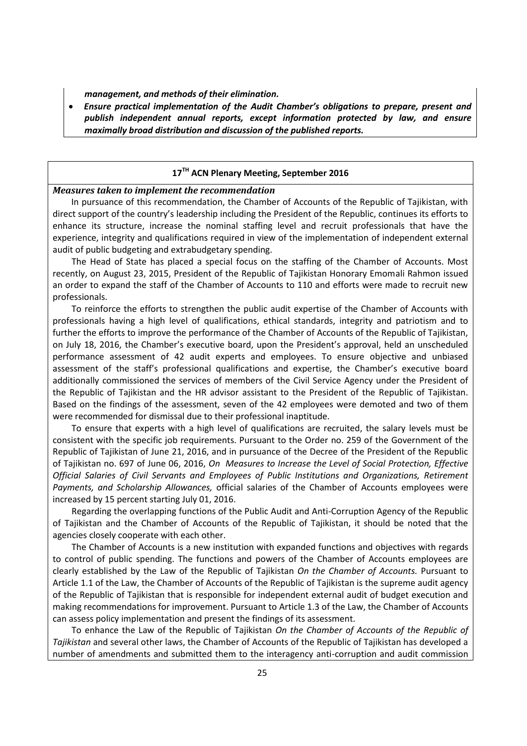***management, and methods of their elimination.***

- ***Ensure practical implementation of the Audit Chamber's obligations to prepare, present and publish independent annual reports, except information protected by law, and ensure maximally broad distribution and discussion of the published reports.***

**17TH ACN Plenary Meeting, September 2016**

***Measures taken to implement the recommendation***

In pursuance of this recommendation, the Chamber of Accounts of the Republic of Tajikistan, with direct support of the country's leadership including the President of the Republic, continues its efforts to enhance its structure, increase the nominal staffing level and recruit professionals that have the experience, integrity and qualifications required in view of the implementation of independent external audit of public budgeting and extrabudgetary spending.

The Head of State has placed a special focus on the staffing of the Chamber of Accounts. Most recently, on August 23, 2015, President of the Republic of Tajikistan Honorary Emomali Rahmon issued an order to expand the staff of the Chamber of Accounts to 110 and efforts were made to recruit new professionals.

To reinforce the efforts to strengthen the public audit expertise of the Chamber of Accounts with professionals having a high level of qualifications, ethical standards, integrity and patriotism and to further the efforts to improve the performance of the Chamber of Accounts of the Republic of Tajikistan, on July 18, 2016, the Chamber's executive board, upon the President's approval, held an unscheduled performance assessment of 42 audit experts and employees. To ensure objective and unbiased assessment of the staff's professional qualifications and expertise, the Chamber's executive board additionally commissioned the services of members of the Civil Service Agency under the President of the Republic of Tajikistan and the HR advisor assistant to the President of the Republic of Tajikistan. Based on the findings of the assessment, seven of the 42 employees were demoted and two of them were recommended for dismissal due to their professional inaptitude.

To ensure that experts with a high level of qualifications are recruited, the salary levels must be consistent with the specific job requirements. Pursuant to the Order no. 259 of the Government of the Republic of Tajikistan of June 21, 2016, and in pursuance of the Decree of the President of the Republic of Tajikistan no. 697 of June 06, 2016, *On Measures to Increase the Level of Social Protection, Effective Official Salaries of Civil Servants and Employees of Public Institutions and Organizations, Retirement Payments, and Scholarship Allowances,* official salaries of the Chamber of Accounts employees were increased by 15 percent starting July 01, 2016.

Regarding the overlapping functions of the Public Audit and Anti-Corruption Agency of the Republic of Tajikistan and the Chamber of Accounts of the Republic of Tajikistan, it should be noted that the agencies closely cooperate with each other.

The Chamber of Accounts is a new institution with expanded functions and objectives with regards to control of public spending. The functions and powers of the Chamber of Accounts employees are clearly established by the Law of the Republic of Tajikistan *On the Chamber of Accounts.* Pursuant to Article 1.1 of the Law, the Chamber of Accounts of the Republic of Tajikistan is the supreme audit agency of the Republic of Tajikistan that is responsible for independent external audit of budget execution and making recommendations for improvement. Pursuant to Article 1.3 of the Law, the Chamber of Accounts can assess policy implementation and present the findings of its assessment.

To enhance the Law of the Republic of Tajikistan *On the Chamber of Accounts of the Republic of Tajikistan* and several other laws, the Chamber of Accounts of the Republic of Tajikistan has developed a number of amendments and submitted them to the interagency anti-corruption and audit commission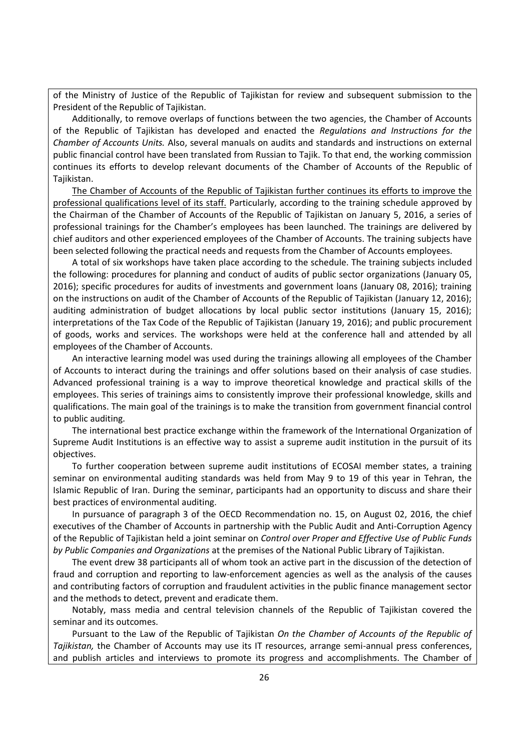of the Ministry of Justice of the Republic of Tajikistan for review and subsequent submission to the President of the Republic of Tajikistan.

Additionally, to remove overlaps of functions between the two agencies, the Chamber of Accounts of the Republic of Tajikistan has developed and enacted the *Regulations and Instructions for the Chamber of Accounts Units.* Also, several manuals on audits and standards and instructions on external public financial control have been translated from Russian to Tajik. To that end, the working commission continues its efforts to develop relevant documents of the Chamber of Accounts of the Republic of Tajikistan.

The Chamber of Accounts of the Republic of Tajikistan further continues its efforts to improve the professional qualifications level of its staff. Particularly, according to the training schedule approved by the Chairman of the Chamber of Accounts of the Republic of Tajikistan on January 5, 2016, a series of professional trainings for the Chamber's employees has been launched. The trainings are delivered by chief auditors and other experienced employees of the Chamber of Accounts. The training subjects have been selected following the practical needs and requests from the Chamber of Accounts employees.

A total of six workshops have taken place according to the schedule. The training subjects included the following: procedures for planning and conduct of audits of public sector organizations (January 05, 2016); specific procedures for audits of investments and government loans (January 08, 2016); training on the instructions on audit of the Chamber of Accounts of the Republic of Tajikistan (January 12, 2016); auditing administration of budget allocations by local public sector institutions (January 15, 2016); interpretations of the Tax Code of the Republic of Tajikistan (January 19, 2016); and public procurement of goods, works and services. The workshops were held at the conference hall and attended by all employees of the Chamber of Accounts.

An interactive learning model was used during the trainings allowing all employees of the Chamber of Accounts to interact during the trainings and offer solutions based on their analysis of case studies. Advanced professional training is a way to improve theoretical knowledge and practical skills of the employees. This series of trainings aims to consistently improve their professional knowledge, skills and qualifications. The main goal of the trainings is to make the transition from government financial control to public auditing.

The international best practice exchange within the framework of the International Organization of Supreme Audit Institutions is an effective way to assist a supreme audit institution in the pursuit of its objectives.

To further cooperation between supreme audit institutions of ECOSAI member states, a training seminar on environmental auditing standards was held from May 9 to 19 of this year in Tehran, the Islamic Republic of Iran. During the seminar, participants had an opportunity to discuss and share their best practices of environmental auditing.

In pursuance of paragraph 3 of the OECD Recommendation no. 15, on August 02, 2016, the chief executives of the Chamber of Accounts in partnership with the Public Audit and Anti-Corruption Agency of the Republic of Tajikistan held a joint seminar on *Control over Proper and Effective Use of Public Funds by Public Companies and Organizations* at the premises of the National Public Library of Tajikistan.

The event drew 38 participants all of whom took an active part in the discussion of the detection of fraud and corruption and reporting to law-enforcement agencies as well as the analysis of the causes and contributing factors of corruption and fraudulent activities in the public finance management sector and the methods to detect, prevent and eradicate them.

Notably, mass media and central television channels of the Republic of Tajikistan covered the seminar and its outcomes.

Pursuant to the Law of the Republic of Tajikistan *On the Chamber of Accounts of the Republic of Tajikistan,* the Chamber of Accounts may use its IT resources, arrange semi-annual press conferences, and publish articles and interviews to promote its progress and accomplishments. The Chamber of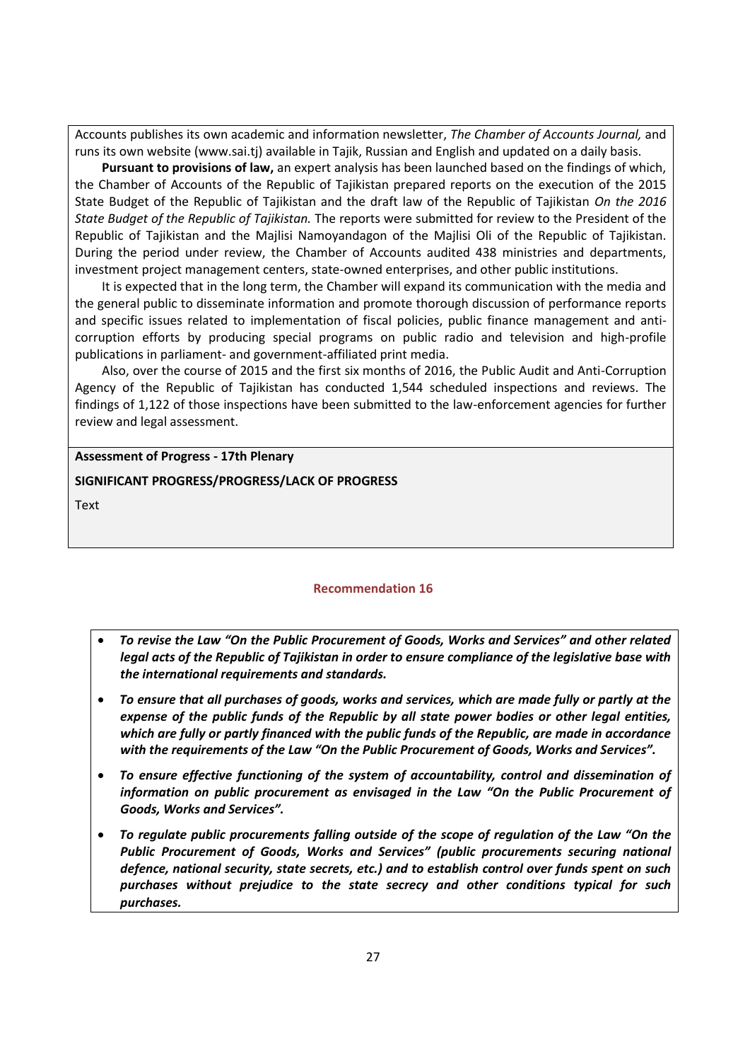Accounts publishes its own academic and information newsletter, *The Chamber of Accounts Journal,* and runs its own website (www.sai.tj) available in Tajik, Russian and English and updated on a daily basis.

**Pursuant to provisions of law,** an expert analysis has been launched based on the findings of which, the Chamber of Accounts of the Republic of Tajikistan prepared reports on the execution of the 2015 State Budget of the Republic of Tajikistan and the draft law of the Republic of Tajikistan *On the 2016 State Budget of the Republic of Tajikistan.* The reports were submitted for review to the President of the Republic of Tajikistan and the Majlisi Namoyandagon of the Majlisi Oli of the Republic of Tajikistan. During the period under review, the Chamber of Accounts audited 438 ministries and departments, investment project management centers, state-owned enterprises, and other public institutions.

It is expected that in the long term, the Chamber will expand its communication with the media and the general public to disseminate information and promote thorough discussion of performance reports and specific issues related to implementation of fiscal policies, public finance management and anti-corruption efforts by producing special programs on public radio and television and high-profile publications in parliament- and government-affiliated print media.

Also, over the course of 2015 and the first six months of 2016, the Public Audit and Anti-Corruption Agency of the Republic of Tajikistan has conducted 1,544 scheduled inspections and reviews. The findings of 1,122 of those inspections have been submitted to the law-enforcement agencies for further review and legal assessment.

**Assessment of Progress - 17th Plenary**

**SIGNIFICANT PROGRESS/PROGRESS/LACK OF PROGRESS**

Text

### Recommendation 16

- ***To revise the Law "On the Public Procurement of Goods, Works and Services" and other related legal acts of the Republic of Tajikistan in order to ensure compliance of the legislative base with the international requirements and standards.***
- ***To ensure that all purchases of goods, works and services, which are made fully or partly at the expense of the public funds of the Republic by all state power bodies or other legal entities, which are fully or partly financed with the public funds of the Republic, are made in accordance with the requirements of the Law "On the Public Procurement of Goods, Works and Services".***
- ***To ensure effective functioning of the system of accountability, control and dissemination of information on public procurement as envisaged in the Law "On the Public Procurement of Goods, Works and Services".***
- ***To regulate public procurements falling outside of the scope of regulation of the Law "On the Public Procurement of Goods, Works and Services" (public procurements securing national defence, national security, state secrets, etc.) and to establish control over funds spent on such purchases without prejudice to the state secrecy and other conditions typical for such purchases.***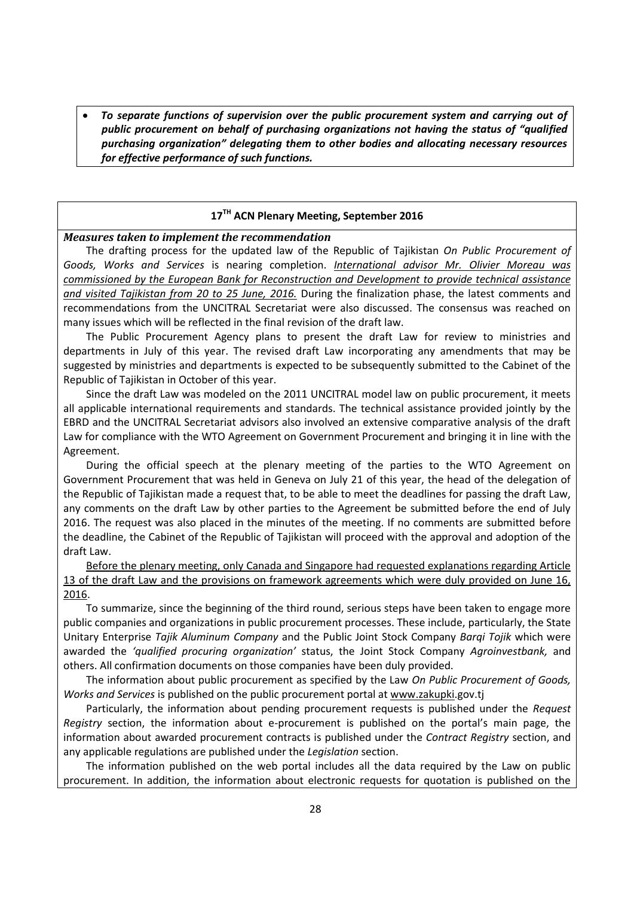- ***To separate functions of supervision over the public procurement system and carrying out of public procurement on behalf of purchasing organizations not having the status of "qualified purchasing organization" delegating them to other bodies and allocating necessary resources for effective performance of such functions.***

**17TH ACN Plenary Meeting, September 2016**

***Measures taken to implement the recommendation***

The drafting process for the updated law of the Republic of Tajikistan *On Public Procurement of Goods, Works and Services* is nearing completion. *International advisor Mr. Olivier Moreau was commissioned by the European Bank for Reconstruction and Development to provide technical assistance and visited Tajikistan from 20 to 25 June, 2016.* During the finalization phase, the latest comments and recommendations from the UNCITRAL Secretariat were also discussed. The consensus was reached on many issues which will be reflected in the final revision of the draft law.

The Public Procurement Agency plans to present the draft Law for review to ministries and departments in July of this year. The revised draft Law incorporating any amendments that may be suggested by ministries and departments is expected to be subsequently submitted to the Cabinet of the Republic of Tajikistan in October of this year.

Since the draft Law was modeled on the 2011 UNCITRAL model law on public procurement, it meets all applicable international requirements and standards. The technical assistance provided jointly by the EBRD and the UNCITRAL Secretariat advisors also involved an extensive comparative analysis of the draft Law for compliance with the WTO Agreement on Government Procurement and bringing it in line with the Agreement.

During the official speech at the plenary meeting of the parties to the WTO Agreement on Government Procurement that was held in Geneva on July 21 of this year, the head of the delegation of the Republic of Tajikistan made a request that, to be able to meet the deadlines for passing the draft Law, any comments on the draft Law by other parties to the Agreement be submitted before the end of July 2016. The request was also placed in the minutes of the meeting. If no comments are submitted before the deadline, the Cabinet of the Republic of Tajikistan will proceed with the approval and adoption of the draft Law.

Before the plenary meeting, only Canada and Singapore had requested explanations regarding Article 13 of the draft Law and the provisions on framework agreements which were duly provided on June 16, 2016.

To summarize, since the beginning of the third round, serious steps have been taken to engage more public companies and organizations in public procurement processes. These include, particularly, the State Unitary Enterprise *Tajik Aluminum Company* and the Public Joint Stock Company *Barqi Tojik* which were awarded the *'qualified procuring organization'* status, the Joint Stock Company *Agroinvestbank,* and others. All confirmation documents on those companies have been duly provided.

The information about public procurement as specified by the Law *On Public Procurement of Goods, Works and Services* is published on the public procurement portal at www.zakupki.gov.tj

Particularly, the information about pending procurement requests is published under the *Request Registry* section, the information about e-procurement is published on the portal's main page, the information about awarded procurement contracts is published under the *Contract Registry* section, and any applicable regulations are published under the *Legislation* section.

The information published on the web portal includes all the data required by the Law on public procurement. In addition, the information about electronic requests for quotation is published on the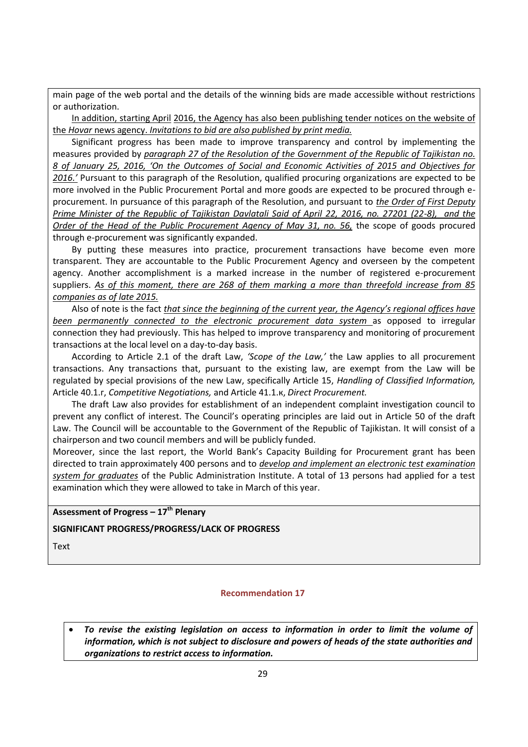main page of the web portal and the details of the winning bids are made accessible without restrictions or authorization.

In addition, starting April 2016, the Agency has also been publishing tender notices on the website of the *Hovar* news agency. *Invitations to bid are also published by print media.*

Significant progress has been made to improve transparency and control by implementing the measures provided by *paragraph 27 of the Resolution of the Government of the Republic of Tajikistan no. 8 of January 25, 2016, 'On the Outcomes of Social and Economic Activities of 2015 and Objectives for 2016.'* Pursuant to this paragraph of the Resolution, qualified procuring organizations are expected to be more involved in the Public Procurement Portal and more goods are expected to be procured through e-procurement. In pursuance of this paragraph of the Resolution, and pursuant to *the Order of First Deputy Prime Minister of the Republic of Tajikistan Davlatali Said of April 22, 2016, no. 27201 (22-8), and the Order of the Head of the Public Procurement Agency of May 31, no. 56,* the scope of goods procured through e-procurement was significantly expanded.

By putting these measures into practice, procurement transactions have become even more transparent. They are accountable to the Public Procurement Agency and overseen by the competent agency. Another accomplishment is a marked increase in the number of registered e-procurement suppliers. *As of this moment, there are 268 of them marking a more than threefold increase from 85 companies as of late 2015.*

Also of note is the fact *that since the beginning of the current year, the Agency's regional offices have been permanently connected to the electronic procurement data system* as opposed to irregular connection they had previously. This has helped to improve transparency and monitoring of procurement transactions at the local level on a day-to-day basis.

According to Article 2.1 of the draft Law, *'Scope of the Law,'* the Law applies to all procurement transactions. Any transactions that, pursuant to the existing law, are exempt from the Law will be regulated by special provisions of the new Law, specifically Article 15, *Handling of Classified Information,* Article 40.1.г, *Competitive Negotiations,* and Article 41.1.к, *Direct Procurement.*

The draft Law also provides for establishment of an independent complaint investigation council to prevent any conflict of interest. The Council's operating principles are laid out in Article 50 of the draft Law. The Council will be accountable to the Government of the Republic of Tajikistan. It will consist of a chairperson and two council members and will be publicly funded.

Moreover, since the last report, the World Bank's Capacity Building for Procurement grant has been directed to train approximately 400 persons and to *develop and implement an electronic test examination system for graduates* of the Public Administration Institute. A total of 13 persons had applied for a test examination which they were allowed to take in March of this year.

**Assessment of Progress – 17th Plenary**

**SIGNIFICANT PROGRESS/PROGRESS/LACK OF PROGRESS**

Text

### Recommendation 17

- ***To revise the existing legislation on access to information in order to limit the volume of information, which is not subject to disclosure and powers of heads of the state authorities and organizations to restrict access to information.***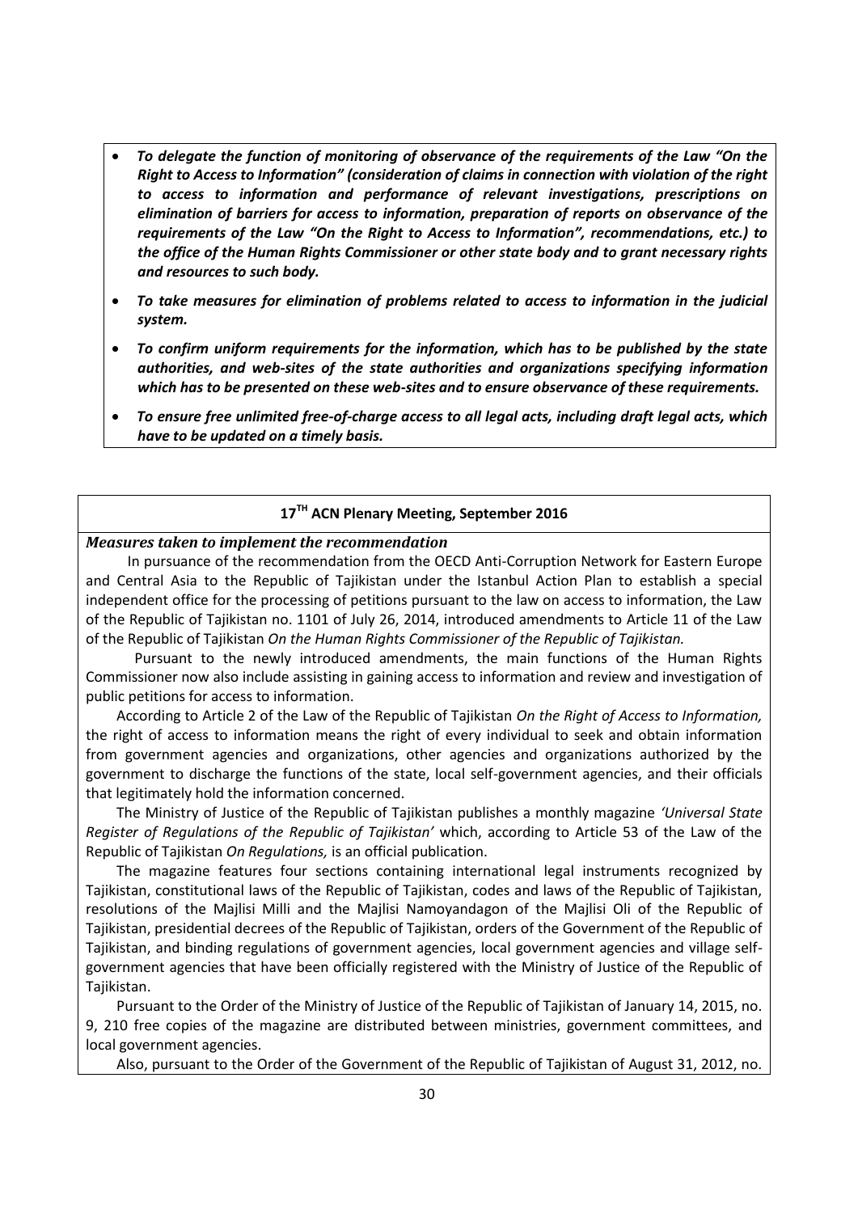- ***To delegate the function of monitoring of observance of the requirements of the Law "On the Right to Access to Information" (consideration of claims in connection with violation of the right to access to information and performance of relevant investigations, prescriptions on elimination of barriers for access to information, preparation of reports on observance of the requirements of the Law "On the Right to Access to Information", recommendations, etc.) to the office of the Human Rights Commissioner or other state body and to grant necessary rights and resources to such body.***
- ***To take measures for elimination of problems related to access to information in the judicial system.***
- ***To confirm uniform requirements for the information, which has to be published by the state authorities, and web-sites of the state authorities and organizations specifying information which has to be presented on these web-sites and to ensure observance of these requirements.***
- ***To ensure free unlimited free-of-charge access to all legal acts, including draft legal acts, which have to be updated on a timely basis.***

**17[TH] ACN Plenary Meeting, September 2016**

***Measures taken to implement the recommendation***

In pursuance of the recommendation from the OECD Anti-Corruption Network for Eastern Europe and Central Asia to the Republic of Tajikistan under the Istanbul Action Plan to establish a special independent office for the processing of petitions pursuant to the law on access to information, the Law of the Republic of Tajikistan no. 1101 of July 26, 2014, introduced amendments to Article 11 of the Law of the Republic of Tajikistan *On the Human Rights Commissioner of the Republic of Tajikistan.*

Pursuant to the newly introduced amendments, the main functions of the Human Rights Commissioner now also include assisting in gaining access to information and review and investigation of public petitions for access to information.

According to Article 2 of the Law of the Republic of Tajikistan *On the Right of Access to Information,* the right of access to information means the right of every individual to seek and obtain information from government agencies and organizations, other agencies and organizations authorized by the government to discharge the functions of the state, local self-government agencies, and their officials that legitimately hold the information concerned.

The Ministry of Justice of the Republic of Tajikistan publishes a monthly magazine *'Universal State Register of Regulations of the Republic of Tajikistan'* which, according to Article 53 of the Law of the Republic of Tajikistan *On Regulations,* is an official publication.

The magazine features four sections containing international legal instruments recognized by Tajikistan, constitutional laws of the Republic of Tajikistan, codes and laws of the Republic of Tajikistan, resolutions of the Majlisi Milli and the Majlisi Namoyandagon of the Majlisi Oli of the Republic of Tajikistan, presidential decrees of the Republic of Tajikistan, orders of the Government of the Republic of Tajikistan, and binding regulations of government agencies, local government agencies and village self-government agencies that have been officially registered with the Ministry of Justice of the Republic of Tajikistan.

Pursuant to the Order of the Ministry of Justice of the Republic of Tajikistan of January 14, 2015, no. 9, 210 free copies of the magazine are distributed between ministries, government committees, and local government agencies.

Also, pursuant to the Order of the Government of the Republic of Tajikistan of August 31, 2012, no.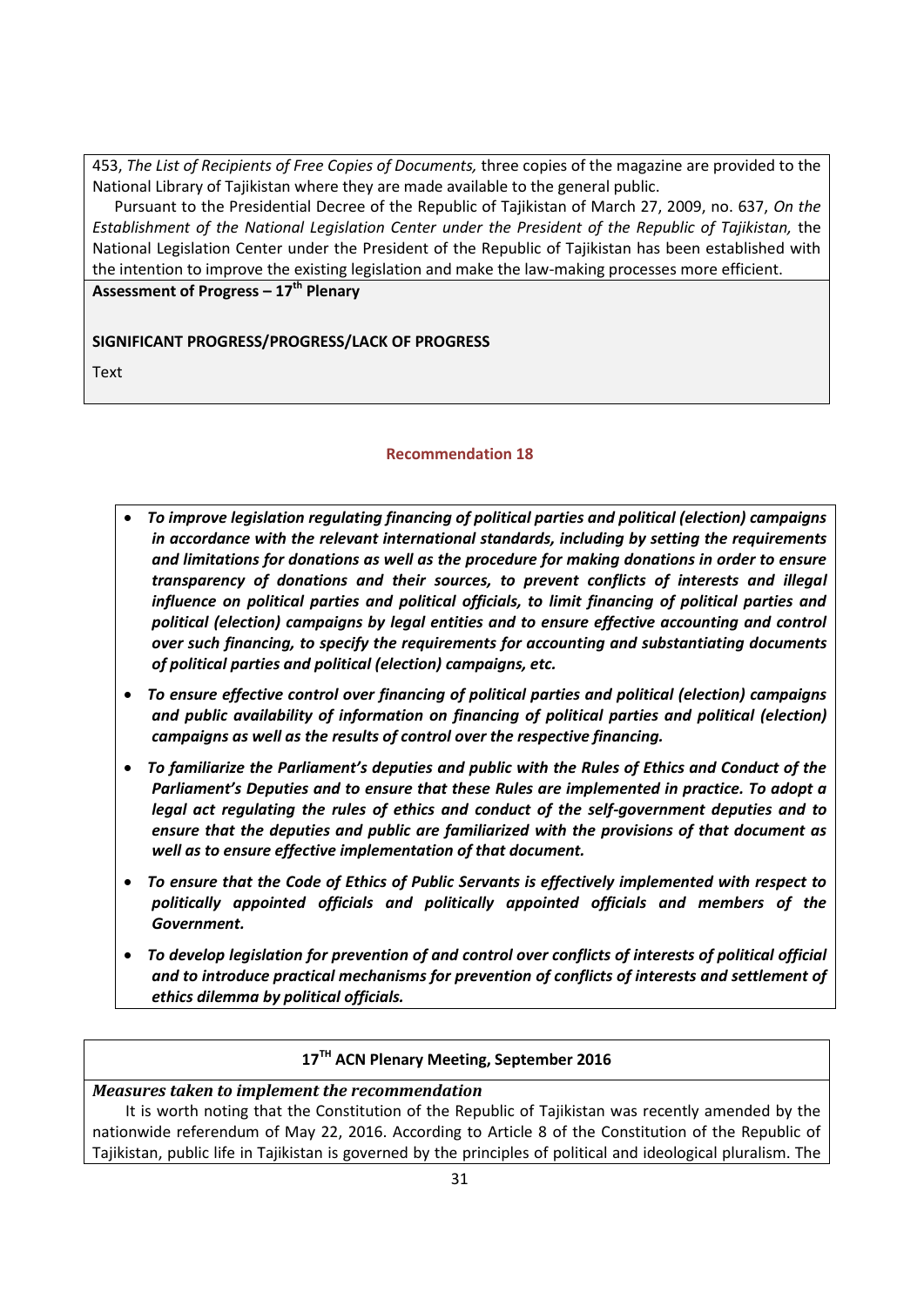453, *The List of Recipients of Free Copies of Documents,* three copies of the magazine are provided to the National Library of Tajikistan where they are made available to the general public.

Pursuant to the Presidential Decree of the Republic of Tajikistan of March 27, 2009, no. 637, *On the Establishment of the National Legislation Center under the President of the Republic of Tajikistan,* the National Legislation Center under the President of the Republic of Tajikistan has been established with the intention to improve the existing legislation and make the law-making processes more efficient.

**Assessment of Progress – 17th Plenary**

**SIGNIFICANT PROGRESS/PROGRESS/LACK OF PROGRESS**

Text

### Recommendation 18

- ***To improve legislation regulating financing of political parties and political (election) campaigns in accordance with the relevant international standards, including by setting the requirements and limitations for donations as well as the procedure for making donations in order to ensure transparency of donations and their sources, to prevent conflicts of interests and illegal influence on political parties and political officials, to limit financing of political parties and political (election) campaigns by legal entities and to ensure effective accounting and control over such financing, to specify the requirements for accounting and substantiating documents of political parties and political (election) campaigns, etc.***
- ***To ensure effective control over financing of political parties and political (election) campaigns and public availability of information on financing of political parties and political (election) campaigns as well as the results of control over the respective financing.***
- ***To familiarize the Parliament's deputies and public with the Rules of Ethics and Conduct of the Parliament's Deputies and to ensure that these Rules are implemented in practice. To adopt a legal act regulating the rules of ethics and conduct of the self-government deputies and to ensure that the deputies and public are familiarized with the provisions of that document as well as to ensure effective implementation of that document.***
- ***To ensure that the Code of Ethics of Public Servants is effectively implemented with respect to politically appointed officials and politically appointed officials and members of the Government.***
- ***To develop legislation for prevention of and control over conflicts of interests of political official and to introduce practical mechanisms for prevention of conflicts of interests and settlement of ethics dilemma by political officials.***

**17TH ACN Plenary Meeting, September 2016**

***Measures taken to implement the recommendation***

It is worth noting that the Constitution of the Republic of Tajikistan was recently amended by the nationwide referendum of May 22, 2016. According to Article 8 of the Constitution of the Republic of Tajikistan, public life in Tajikistan is governed by the principles of political and ideological pluralism. The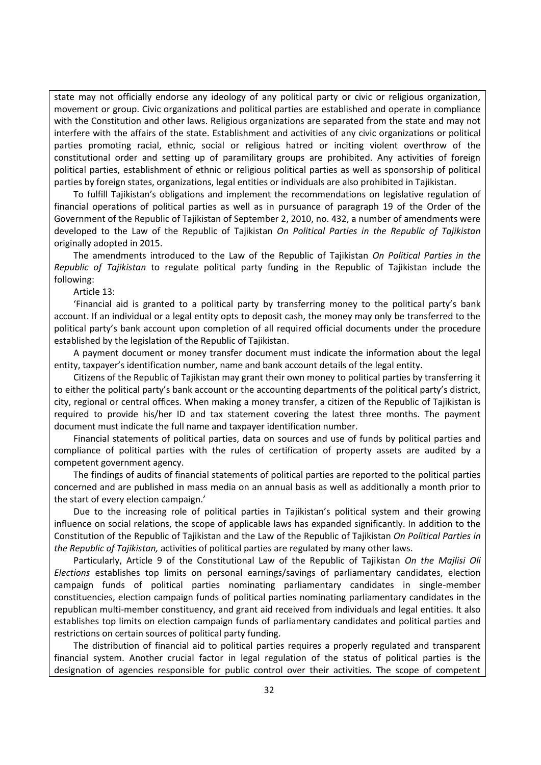state may not officially endorse any ideology of any political party or civic or religious organization, movement or group. Civic organizations and political parties are established and operate in compliance with the Constitution and other laws. Religious organizations are separated from the state and may not interfere with the affairs of the state. Establishment and activities of any civic organizations or political parties promoting racial, ethnic, social or religious hatred or inciting violent overthrow of the constitutional order and setting up of paramilitary groups are prohibited. Any activities of foreign political parties, establishment of ethnic or religious political parties as well as sponsorship of political parties by foreign states, organizations, legal entities or individuals are also prohibited in Tajikistan.

To fulfill Tajikistan's obligations and implement the recommendations on legislative regulation of financial operations of political parties as well as in pursuance of paragraph 19 of the Order of the Government of the Republic of Tajikistan of September 2, 2010, no. 432, a number of amendments were developed to the Law of the Republic of Tajikistan *On Political Parties in the Republic of Tajikistan* originally adopted in 2015.

The amendments introduced to the Law of the Republic of Tajikistan *On Political Parties in the Republic of Tajikistan* to regulate political party funding in the Republic of Tajikistan include the following:

Article 13:

'Financial aid is granted to a political party by transferring money to the political party's bank account. If an individual or a legal entity opts to deposit cash, the money may only be transferred to the political party's bank account upon completion of all required official documents under the procedure established by the legislation of the Republic of Tajikistan.

A payment document or money transfer document must indicate the information about the legal entity, taxpayer's identification number, name and bank account details of the legal entity.

Citizens of the Republic of Tajikistan may grant their own money to political parties by transferring it to either the political party's bank account or the accounting departments of the political party's district, city, regional or central offices. When making a money transfer, a citizen of the Republic of Tajikistan is required to provide his/her ID and tax statement covering the latest three months. The payment document must indicate the full name and taxpayer identification number.

Financial statements of political parties, data on sources and use of funds by political parties and compliance of political parties with the rules of certification of property assets are audited by a competent government agency.

The findings of audits of financial statements of political parties are reported to the political parties concerned and are published in mass media on an annual basis as well as additionally a month prior to the start of every election campaign.'

Due to the increasing role of political parties in Tajikistan's political system and their growing influence on social relations, the scope of applicable laws has expanded significantly. In addition to the Constitution of the Republic of Tajikistan and the Law of the Republic of Tajikistan *On Political Parties in the Republic of Tajikistan,* activities of political parties are regulated by many other laws.

Particularly, Article 9 of the Constitutional Law of the Republic of Tajikistan *On the Majlisi Oli Elections* establishes top limits on personal earnings/savings of parliamentary candidates, election campaign funds of political parties nominating parliamentary candidates in single-member constituencies, election campaign funds of political parties nominating parliamentary candidates in the republican multi-member constituency, and grant aid received from individuals and legal entities. It also establishes top limits on election campaign funds of parliamentary candidates and political parties and restrictions on certain sources of political party funding.

The distribution of financial aid to political parties requires a properly regulated and transparent financial system. Another crucial factor in legal regulation of the status of political parties is the designation of agencies responsible for public control over their activities. The scope of competent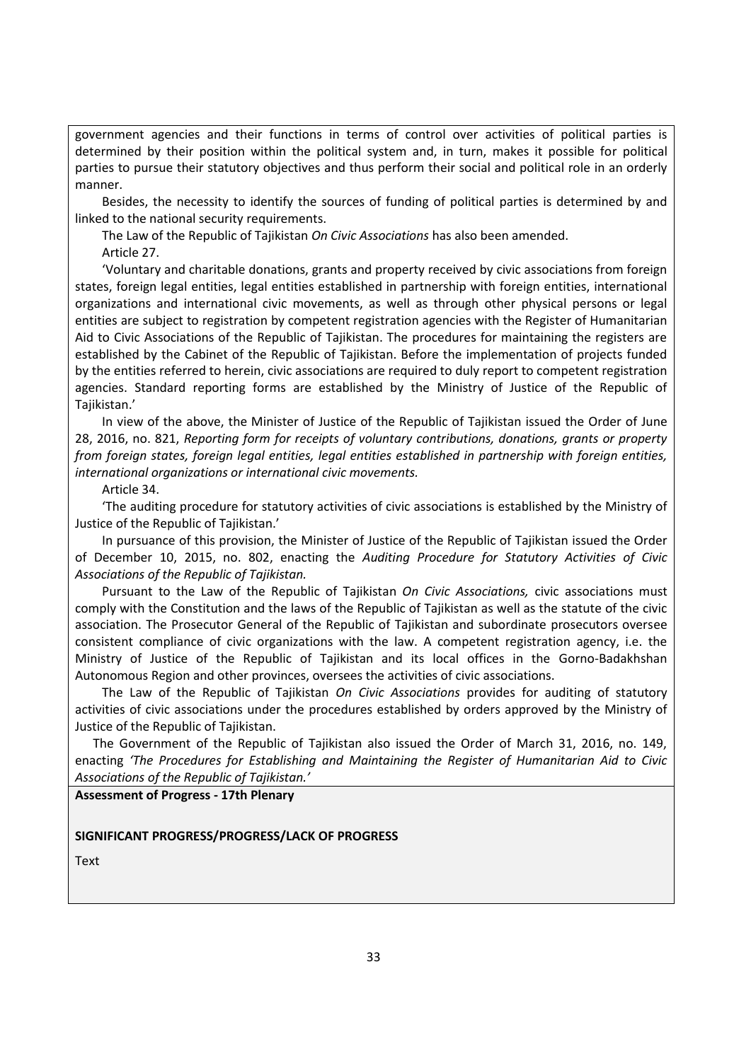government agencies and their functions in terms of control over activities of political parties is determined by their position within the political system and, in turn, makes it possible for political parties to pursue their statutory objectives and thus perform their social and political role in an orderly manner.

Besides, the necessity to identify the sources of funding of political parties is determined by and linked to the national security requirements.

The Law of the Republic of Tajikistan *On Civic Associations* has also been amended.

Article 27.

'Voluntary and charitable donations, grants and property received by civic associations from foreign states, foreign legal entities, legal entities established in partnership with foreign entities, international organizations and international civic movements, as well as through other physical persons or legal entities are subject to registration by competent registration agencies with the Register of Humanitarian Aid to Civic Associations of the Republic of Tajikistan. The procedures for maintaining the registers are established by the Cabinet of the Republic of Tajikistan. Before the implementation of projects funded by the entities referred to herein, civic associations are required to duly report to competent registration agencies. Standard reporting forms are established by the Ministry of Justice of the Republic of Tajikistan.'

In view of the above, the Minister of Justice of the Republic of Tajikistan issued the Order of June 28, 2016, no. 821, *Reporting form for receipts of voluntary contributions, donations, grants or property from foreign states, foreign legal entities, legal entities established in partnership with foreign entities, international organizations or international civic movements.*

Article 34.

'The auditing procedure for statutory activities of civic associations is established by the Ministry of Justice of the Republic of Tajikistan.'

In pursuance of this provision, the Minister of Justice of the Republic of Tajikistan issued the Order of December 10, 2015, no. 802, enacting the *Auditing Procedure for Statutory Activities of Civic Associations of the Republic of Tajikistan.*

Pursuant to the Law of the Republic of Tajikistan *On Civic Associations,* civic associations must comply with the Constitution and the laws of the Republic of Tajikistan as well as the statute of the civic association. The Prosecutor General of the Republic of Tajikistan and subordinate prosecutors oversee consistent compliance of civic organizations with the law. A competent registration agency, i.e. the Ministry of Justice of the Republic of Tajikistan and its local offices in the Gorno-Badakhshan Autonomous Region and other provinces, oversees the activities of civic associations.

The Law of the Republic of Tajikistan *On Civic Associations* provides for auditing of statutory activities of civic associations under the procedures established by orders approved by the Ministry of Justice of the Republic of Tajikistan.

The Government of the Republic of Tajikistan also issued the Order of March 31, 2016, no. 149, enacting *'The Procedures for Establishing and Maintaining the Register of Humanitarian Aid to Civic Associations of the Republic of Tajikistan.'*

**Assessment of Progress - 17th Plenary**

**SIGNIFICANT PROGRESS/PROGRESS/LACK OF PROGRESS**

Text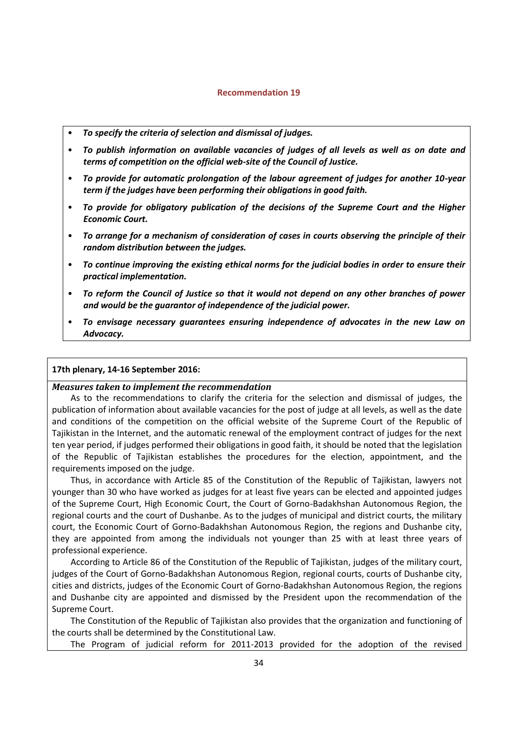### Recommendation 19

- ***To specify the criteria of selection and dismissal of judges.***
- ***To publish information on available vacancies of judges of all levels as well as on date and terms of competition on the official web-site of the Council of Justice.***
- ***To provide for automatic prolongation of the labour agreement of judges for another 10-year term if the judges have been performing their obligations in good faith.***
- ***To provide for obligatory publication of the decisions of the Supreme Court and the Higher Economic Court.***
- ***To arrange for a mechanism of consideration of cases in courts observing the principle of their random distribution between the judges.***
- ***To continue improving the existing ethical norms for the judicial bodies in order to ensure their practical implementation.***
- ***To reform the Council of Justice so that it would not depend on any other branches of power and would be the guarantor of independence of the judicial power.***
- ***To envisage necessary guarantees ensuring independence of advocates in the new Law on Advocacy.***

**17th plenary, 14-16 September 2016:**

***Measures taken to implement the recommendation***

As to the recommendations to clarify the criteria for the selection and dismissal of judges, the publication of information about available vacancies for the post of judge at all levels, as well as the date and conditions of the competition on the official website of the Supreme Court of the Republic of Tajikistan in the Internet, and the automatic renewal of the employment contract of judges for the next ten year period, if judges performed their obligations in good faith, it should be noted that the legislation of the Republic of Tajikistan establishes the procedures for the election, appointment, and the requirements imposed on the judge.

Thus, in accordance with Article 85 of the Constitution of the Republic of Tajikistan, lawyers not younger than 30 who have worked as judges for at least five years can be elected and appointed judges of the Supreme Court, High Economic Court, the Court of Gorno-Badakhshan Autonomous Region, the regional courts and the court of Dushanbe. As to the judges of municipal and district courts, the military court, the Economic Court of Gorno-Badakhshan Autonomous Region, the regions and Dushanbe city, they are appointed from among the individuals not younger than 25 with at least three years of professional experience.

According to Article 86 of the Constitution of the Republic of Tajikistan, judges of the military court, judges of the Court of Gorno-Badakhshan Autonomous Region, regional courts, courts of Dushanbe city, cities and districts, judges of the Economic Court of Gorno-Badakhshan Autonomous Region, the regions and Dushanbe city are appointed and dismissed by the President upon the recommendation of the Supreme Court.

The Constitution of the Republic of Tajikistan also provides that the organization and functioning of the courts shall be determined by the Constitutional Law.

The Program of judicial reform for 2011-2013 provided for the adoption of the revised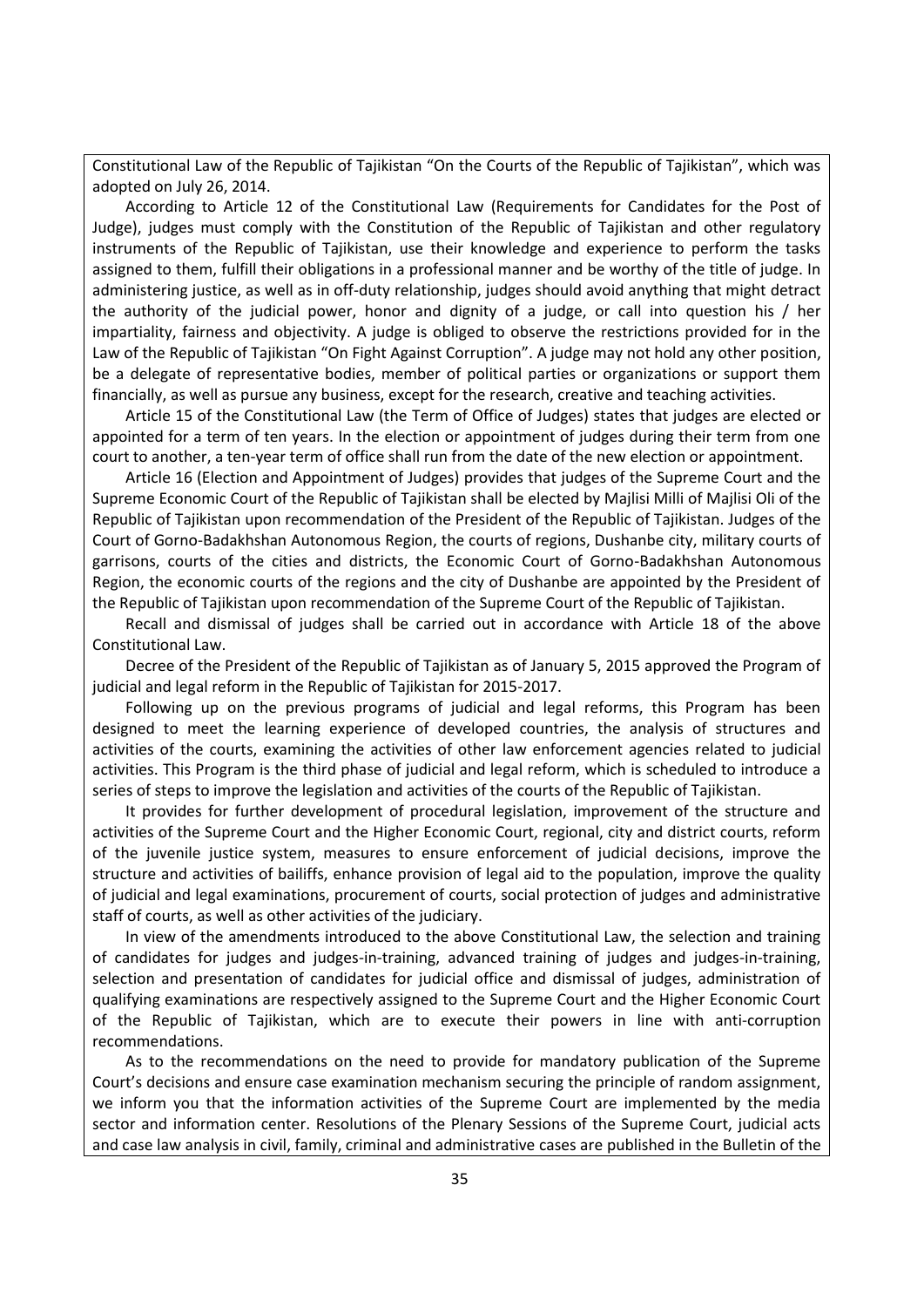Constitutional Law of the Republic of Tajikistan "On the Courts of the Republic of Tajikistan", which was adopted on July 26, 2014.

According to Article 12 of the Constitutional Law (Requirements for Candidates for the Post of Judge), judges must comply with the Constitution of the Republic of Tajikistan and other regulatory instruments of the Republic of Tajikistan, use their knowledge and experience to perform the tasks assigned to them, fulfill their obligations in a professional manner and be worthy of the title of judge. In administering justice, as well as in off-duty relationship, judges should avoid anything that might detract the authority of the judicial power, honor and dignity of a judge, or call into question his / her impartiality, fairness and objectivity. A judge is obliged to observe the restrictions provided for in the Law of the Republic of Tajikistan "On Fight Against Corruption". A judge may not hold any other position, be a delegate of representative bodies, member of political parties or organizations or support them financially, as well as pursue any business, except for the research, creative and teaching activities.

Article 15 of the Constitutional Law (the Term of Office of Judges) states that judges are elected or appointed for a term of ten years. In the election or appointment of judges during their term from one court to another, a ten-year term of office shall run from the date of the new election or appointment.

Article 16 (Election and Appointment of Judges) provides that judges of the Supreme Court and the Supreme Economic Court of the Republic of Tajikistan shall be elected by Majlisi Milli of Majlisi Oli of the Republic of Tajikistan upon recommendation of the President of the Republic of Tajikistan. Judges of the Court of Gorno-Badakhshan Autonomous Region, the courts of regions, Dushanbe city, military courts of garrisons, courts of the cities and districts, the Economic Court of Gorno-Badakhshan Autonomous Region, the economic courts of the regions and the city of Dushanbe are appointed by the President of the Republic of Tajikistan upon recommendation of the Supreme Court of the Republic of Tajikistan.

Recall and dismissal of judges shall be carried out in accordance with Article 18 of the above Constitutional Law.

Decree of the President of the Republic of Tajikistan as of January 5, 2015 approved the Program of judicial and legal reform in the Republic of Tajikistan for 2015-2017.

Following up on the previous programs of judicial and legal reforms, this Program has been designed to meet the learning experience of developed countries, the analysis of structures and activities of the courts, examining the activities of other law enforcement agencies related to judicial activities. This Program is the third phase of judicial and legal reform, which is scheduled to introduce a series of steps to improve the legislation and activities of the courts of the Republic of Tajikistan.

It provides for further development of procedural legislation, improvement of the structure and activities of the Supreme Court and the Higher Economic Court, regional, city and district courts, reform of the juvenile justice system, measures to ensure enforcement of judicial decisions, improve the structure and activities of bailiffs, enhance provision of legal aid to the population, improve the quality of judicial and legal examinations, procurement of courts, social protection of judges and administrative staff of courts, as well as other activities of the judiciary.

In view of the amendments introduced to the above Constitutional Law, the selection and training of candidates for judges and judges-in-training, advanced training of judges and judges-in-training, selection and presentation of candidates for judicial office and dismissal of judges, administration of qualifying examinations are respectively assigned to the Supreme Court and the Higher Economic Court of the Republic of Tajikistan, which are to execute their powers in line with anti-corruption recommendations.

As to the recommendations on the need to provide for mandatory publication of the Supreme Court's decisions and ensure case examination mechanism securing the principle of random assignment, we inform you that the information activities of the Supreme Court are implemented by the media sector and information center. Resolutions of the Plenary Sessions of the Supreme Court, judicial acts and case law analysis in civil, family, criminal and administrative cases are published in the Bulletin of the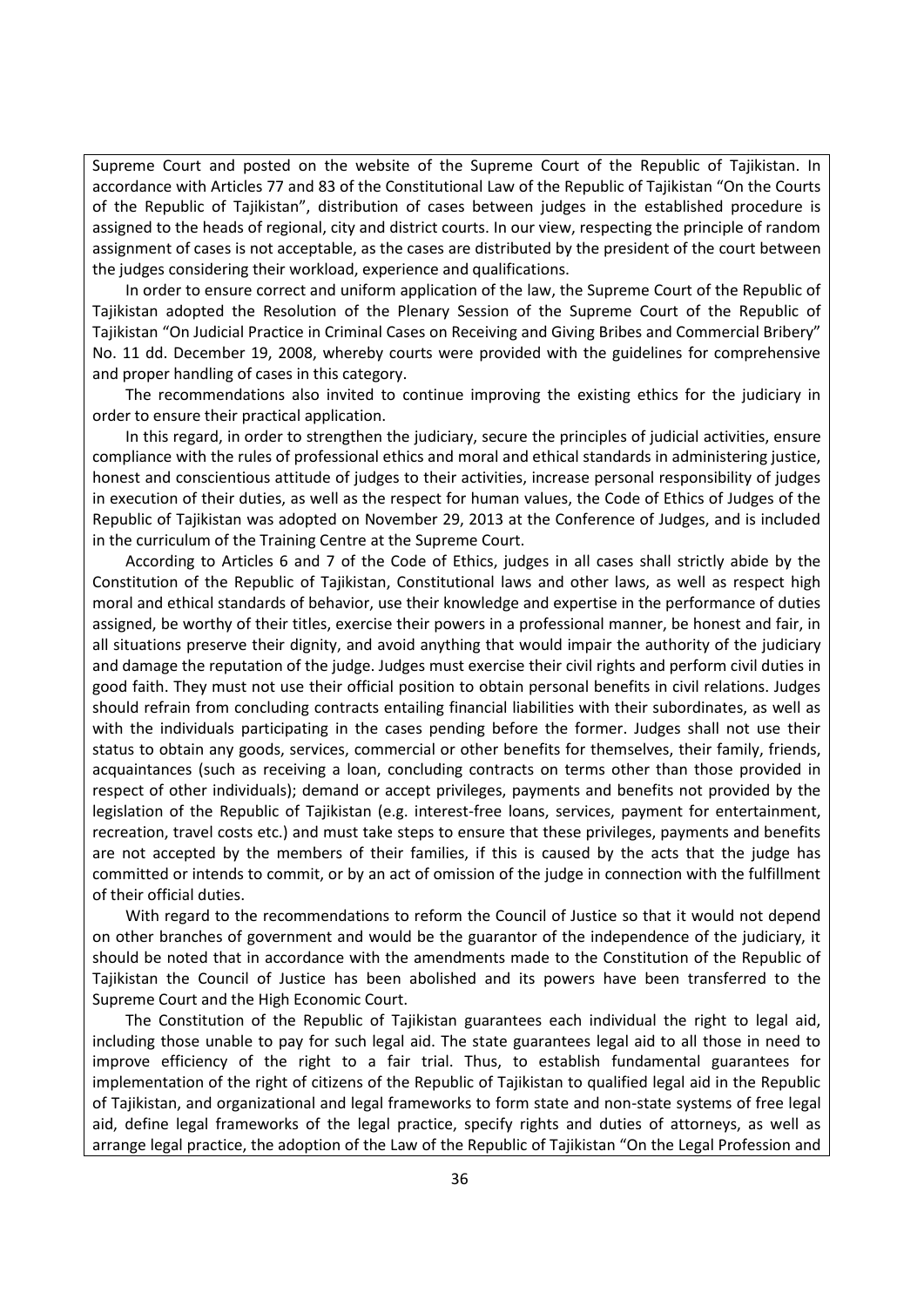Supreme Court and posted on the website of the Supreme Court of the Republic of Tajikistan. In accordance with Articles 77 and 83 of the Constitutional Law of the Republic of Tajikistan "On the Courts of the Republic of Tajikistan", distribution of cases between judges in the established procedure is assigned to the heads of regional, city and district courts. In our view, respecting the principle of random assignment of cases is not acceptable, as the cases are distributed by the president of the court between the judges considering their workload, experience and qualifications.

In order to ensure correct and uniform application of the law, the Supreme Court of the Republic of Tajikistan adopted the Resolution of the Plenary Session of the Supreme Court of the Republic of Tajikistan "On Judicial Practice in Criminal Cases on Receiving and Giving Bribes and Commercial Bribery" No. 11 dd. December 19, 2008, whereby courts were provided with the guidelines for comprehensive and proper handling of cases in this category.

The recommendations also invited to continue improving the existing ethics for the judiciary in order to ensure their practical application.

In this regard, in order to strengthen the judiciary, secure the principles of judicial activities, ensure compliance with the rules of professional ethics and moral and ethical standards in administering justice, honest and conscientious attitude of judges to their activities, increase personal responsibility of judges in execution of their duties, as well as the respect for human values, the Code of Ethics of Judges of the Republic of Tajikistan was adopted on November 29, 2013 at the Conference of Judges, and is included in the curriculum of the Training Centre at the Supreme Court.

According to Articles 6 and 7 of the Code of Ethics, judges in all cases shall strictly abide by the Constitution of the Republic of Tajikistan, Constitutional laws and other laws, as well as respect high moral and ethical standards of behavior, use their knowledge and expertise in the performance of duties assigned, be worthy of their titles, exercise their powers in a professional manner, be honest and fair, in all situations preserve their dignity, and avoid anything that would impair the authority of the judiciary and damage the reputation of the judge. Judges must exercise their civil rights and perform civil duties in good faith. They must not use their official position to obtain personal benefits in civil relations. Judges should refrain from concluding contracts entailing financial liabilities with their subordinates, as well as with the individuals participating in the cases pending before the former. Judges shall not use their status to obtain any goods, services, commercial or other benefits for themselves, their family, friends, acquaintances (such as receiving a loan, concluding contracts on terms other than those provided in respect of other individuals); demand or accept privileges, payments and benefits not provided by the legislation of the Republic of Tajikistan (e.g. interest-free loans, services, payment for entertainment, recreation, travel costs etc.) and must take steps to ensure that these privileges, payments and benefits are not accepted by the members of their families, if this is caused by the acts that the judge has committed or intends to commit, or by an act of omission of the judge in connection with the fulfillment of their official duties.

With regard to the recommendations to reform the Council of Justice so that it would not depend on other branches of government and would be the guarantor of the independence of the judiciary, it should be noted that in accordance with the amendments made to the Constitution of the Republic of Tajikistan the Council of Justice has been abolished and its powers have been transferred to the Supreme Court and the High Economic Court.

The Constitution of the Republic of Tajikistan guarantees each individual the right to legal aid, including those unable to pay for such legal aid. The state guarantees legal aid to all those in need to improve efficiency of the right to a fair trial. Thus, to establish fundamental guarantees for implementation of the right of citizens of the Republic of Tajikistan to qualified legal aid in the Republic of Tajikistan, and organizational and legal frameworks to form state and non-state systems of free legal aid, define legal frameworks of the legal practice, specify rights and duties of attorneys, as well as arrange legal practice, the adoption of the Law of the Republic of Tajikistan "On the Legal Profession and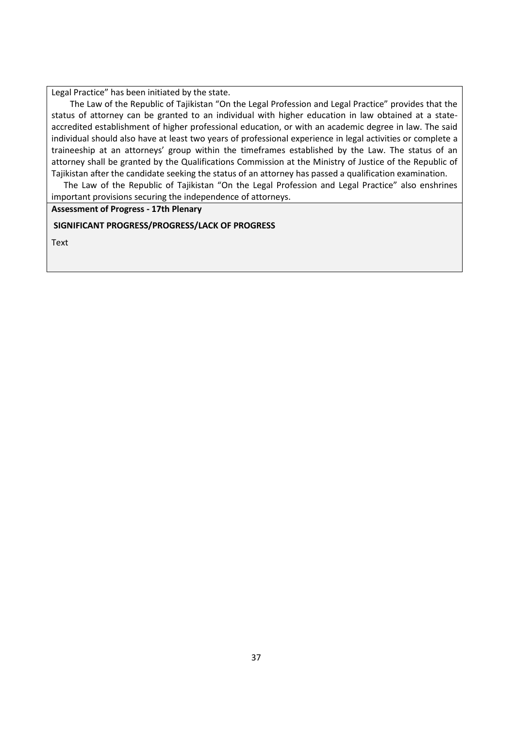Legal Practice” has been initiated by the state.

The Law of the Republic of Tajikistan “On the Legal Profession and Legal Practice” provides that the status of attorney can be granted to an individual with higher education in law obtained at a state-accredited establishment of higher professional education, or with an academic degree in law. The said individual should also have at least two years of professional experience in legal activities or complete a traineeship at an attorneys’ group within the timeframes established by the Law. The status of an attorney shall be granted by the Qualifications Commission at the Ministry of Justice of the Republic of Tajikistan after the candidate seeking the status of an attorney has passed a qualification examination.

The Law of the Republic of Tajikistan “On the Legal Profession and Legal Practice” also enshrines important provisions securing the independence of attorneys.

**Assessment of Progress - 17th Plenary**

**SIGNIFICANT PROGRESS/PROGRESS/LACK OF PROGRESS**

Text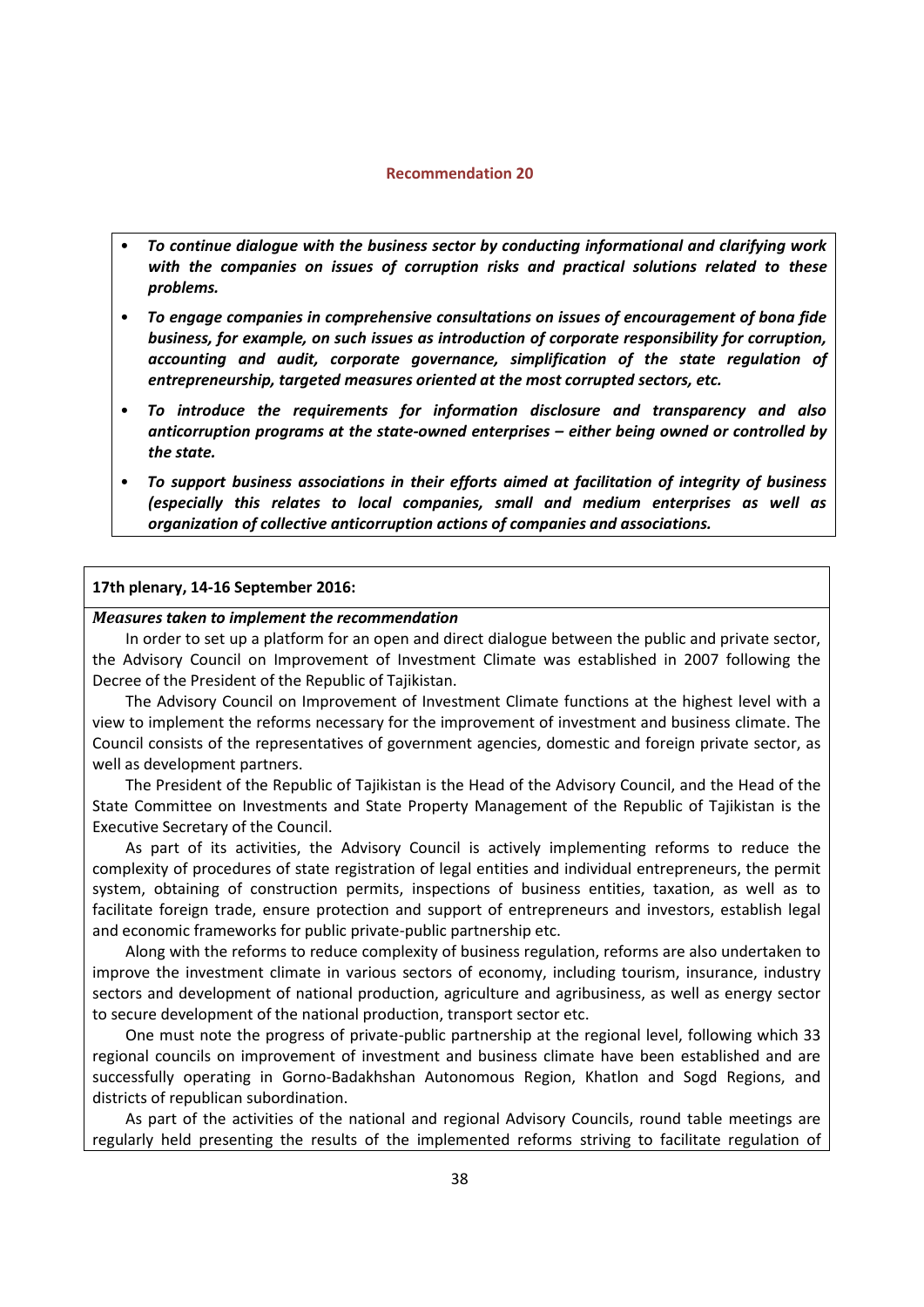**Recommendation 20**

- ***To continue dialogue with the business sector by conducting informational and clarifying work with the companies on issues of corruption risks and practical solutions related to these problems.***
- ***To engage companies in comprehensive consultations on issues of encouragement of bona fide business, for example, on such issues as introduction of corporate responsibility for corruption, accounting and audit, corporate governance, simplification of the state regulation of entrepreneurship, targeted measures oriented at the most corrupted sectors, etc.***
- ***To introduce the requirements for information disclosure and transparency and also anticorruption programs at the state-owned enterprises – either being owned or controlled by the state.***
- ***To support business associations in their efforts aimed at facilitation of integrity of business (especially this relates to local companies, small and medium enterprises as well as organization of collective anticorruption actions of companies and associations.***

**17th plenary, 14-16 September 2016:**

***Measures taken to implement the recommendation***

In order to set up a platform for an open and direct dialogue between the public and private sector, the Advisory Council on Improvement of Investment Climate was established in 2007 following the Decree of the President of the Republic of Tajikistan.

The Advisory Council on Improvement of Investment Climate functions at the highest level with a view to implement the reforms necessary for the improvement of investment and business climate. The Council consists of the representatives of government agencies, domestic and foreign private sector, as well as development partners.

The President of the Republic of Tajikistan is the Head of the Advisory Council, and the Head of the State Committee on Investments and State Property Management of the Republic of Tajikistan is the Executive Secretary of the Council.

As part of its activities, the Advisory Council is actively implementing reforms to reduce the complexity of procedures of state registration of legal entities and individual entrepreneurs, the permit system, obtaining of construction permits, inspections of business entities, taxation, as well as to facilitate foreign trade, ensure protection and support of entrepreneurs and investors, establish legal and economic frameworks for public private-public partnership etc.

Along with the reforms to reduce complexity of business regulation, reforms are also undertaken to improve the investment climate in various sectors of economy, including tourism, insurance, industry sectors and development of national production, agriculture and agribusiness, as well as energy sector to secure development of the national production, transport sector etc.

One must note the progress of private-public partnership at the regional level, following which 33 regional councils on improvement of investment and business climate have been established and are successfully operating in Gorno-Badakhshan Autonomous Region, Khatlon and Sogd Regions, and districts of republican subordination.

As part of the activities of the national and regional Advisory Councils, round table meetings are regularly held presenting the results of the implemented reforms striving to facilitate regulation of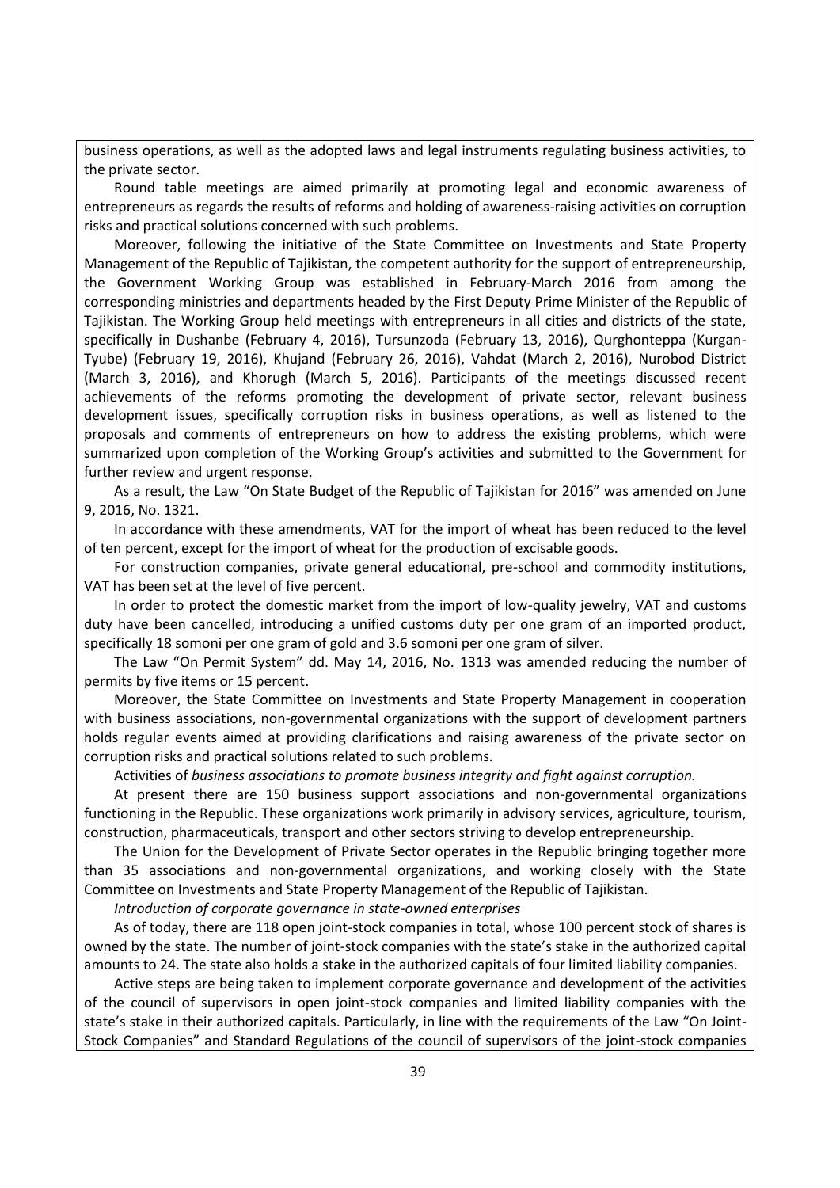business operations, as well as the adopted laws and legal instruments regulating business activities, to the private sector.

Round table meetings are aimed primarily at promoting legal and economic awareness of entrepreneurs as regards the results of reforms and holding of awareness-raising activities on corruption risks and practical solutions concerned with such problems.

Moreover, following the initiative of the State Committee on Investments and State Property Management of the Republic of Tajikistan, the competent authority for the support of entrepreneurship, the Government Working Group was established in February-March 2016 from among the corresponding ministries and departments headed by the First Deputy Prime Minister of the Republic of Tajikistan. The Working Group held meetings with entrepreneurs in all cities and districts of the state, specifically in Dushanbe (February 4, 2016), Tursunzoda (February 13, 2016), Qurghonteppa (Kurgan-Tyube) (February 19, 2016), Khujand (February 26, 2016), Vahdat (March 2, 2016), Nurobod District (March 3, 2016), and Khorugh (March 5, 2016). Participants of the meetings discussed recent achievements of the reforms promoting the development of private sector, relevant business development issues, specifically corruption risks in business operations, as well as listened to the proposals and comments of entrepreneurs on how to address the existing problems, which were summarized upon completion of the Working Group's activities and submitted to the Government for further review and urgent response.

As a result, the Law "On State Budget of the Republic of Tajikistan for 2016" was amended on June 9, 2016, No. 1321.

In accordance with these amendments, VAT for the import of wheat has been reduced to the level of ten percent, except for the import of wheat for the production of excisable goods.

For construction companies, private general educational, pre-school and commodity institutions, VAT has been set at the level of five percent.

In order to protect the domestic market from the import of low-quality jewelry, VAT and customs duty have been cancelled, introducing a unified customs duty per one gram of an imported product, specifically 18 somoni per one gram of gold and 3.6 somoni per one gram of silver.

The Law "On Permit System" dd. May 14, 2016, No. 1313 was amended reducing the number of permits by five items or 15 percent.

Moreover, the State Committee on Investments and State Property Management in cooperation with business associations, non-governmental organizations with the support of development partners holds regular events aimed at providing clarifications and raising awareness of the private sector on corruption risks and practical solutions related to such problems.

Activities of *business associations to promote business integrity and fight against corruption.*

At present there are 150 business support associations and non-governmental organizations functioning in the Republic. These organizations work primarily in advisory services, agriculture, tourism, construction, pharmaceuticals, transport and other sectors striving to develop entrepreneurship.

The Union for the Development of Private Sector operates in the Republic bringing together more than 35 associations and non-governmental organizations, and working closely with the State Committee on Investments and State Property Management of the Republic of Tajikistan.

*Introduction of corporate governance in state-owned enterprises*

As of today, there are 118 open joint-stock companies in total, whose 100 percent stock of shares is owned by the state. The number of joint-stock companies with the state's stake in the authorized capital amounts to 24. The state also holds a stake in the authorized capitals of four limited liability companies.

Active steps are being taken to implement corporate governance and development of the activities of the council of supervisors in open joint-stock companies and limited liability companies with the state's stake in their authorized capitals. Particularly, in line with the requirements of the Law "On Joint-Stock Companies" and Standard Regulations of the council of supervisors of the joint-stock companies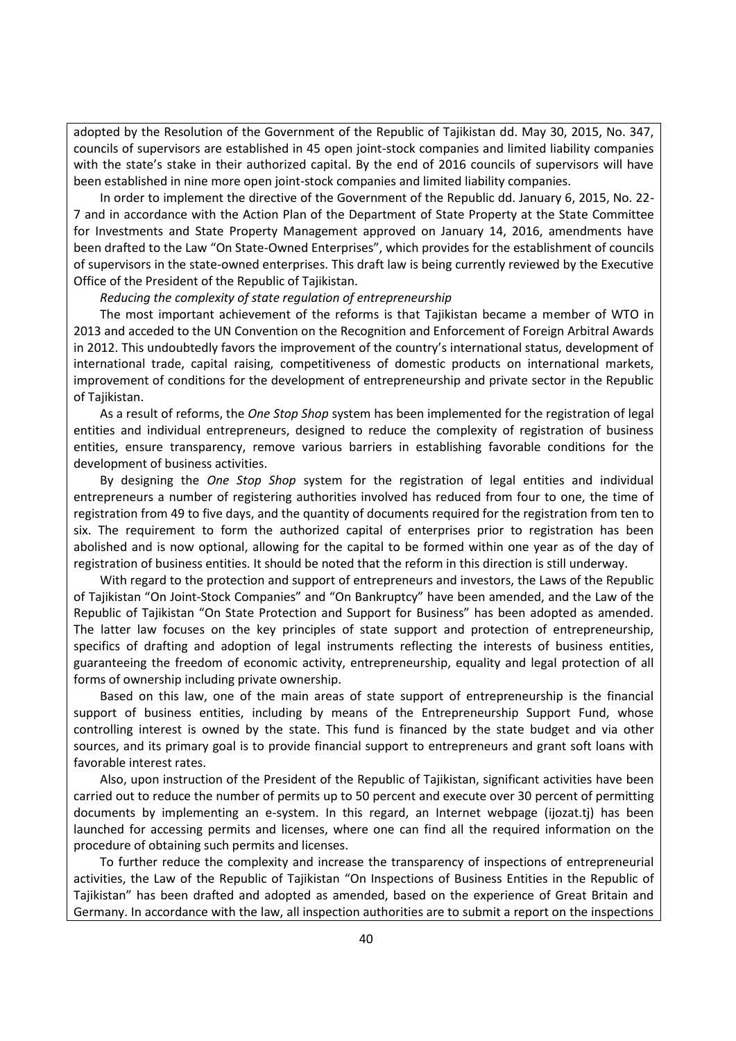adopted by the Resolution of the Government of the Republic of Tajikistan dd. May 30, 2015, No. 347, councils of supervisors are established in 45 open joint-stock companies and limited liability companies with the state's stake in their authorized capital. By the end of 2016 councils of supervisors will have been established in nine more open joint-stock companies and limited liability companies.

In order to implement the directive of the Government of the Republic dd. January 6, 2015, No. 22-7 and in accordance with the Action Plan of the Department of State Property at the State Committee for Investments and State Property Management approved on January 14, 2016, amendments have been drafted to the Law "On State-Owned Enterprises", which provides for the establishment of councils of supervisors in the state-owned enterprises. This draft law is being currently reviewed by the Executive Office of the President of the Republic of Tajikistan.

*Reducing the complexity of state regulation of entrepreneurship*

The most important achievement of the reforms is that Tajikistan became a member of WTO in 2013 and acceded to the UN Convention on the Recognition and Enforcement of Foreign Arbitral Awards in 2012. This undoubtedly favors the improvement of the country's international status, development of international trade, capital raising, competitiveness of domestic products on international markets, improvement of conditions for the development of entrepreneurship and private sector in the Republic of Tajikistan.

As a result of reforms, the *One Stop Shop* system has been implemented for the registration of legal entities and individual entrepreneurs, designed to reduce the complexity of registration of business entities, ensure transparency, remove various barriers in establishing favorable conditions for the development of business activities.

By designing the *One Stop Shop* system for the registration of legal entities and individual entrepreneurs a number of registering authorities involved has reduced from four to one, the time of registration from 49 to five days, and the quantity of documents required for the registration from ten to six. The requirement to form the authorized capital of enterprises prior to registration has been abolished and is now optional, allowing for the capital to be formed within one year as of the day of registration of business entities. It should be noted that the reform in this direction is still underway.

With regard to the protection and support of entrepreneurs and investors, the Laws of the Republic of Tajikistan "On Joint-Stock Companies" and "On Bankruptcy" have been amended, and the Law of the Republic of Tajikistan "On State Protection and Support for Business" has been adopted as amended. The latter law focuses on the key principles of state support and protection of entrepreneurship, specifics of drafting and adoption of legal instruments reflecting the interests of business entities, guaranteeing the freedom of economic activity, entrepreneurship, equality and legal protection of all forms of ownership including private ownership.

Based on this law, one of the main areas of state support of entrepreneurship is the financial support of business entities, including by means of the Entrepreneurship Support Fund, whose controlling interest is owned by the state. This fund is financed by the state budget and via other sources, and its primary goal is to provide financial support to entrepreneurs and grant soft loans with favorable interest rates.

Also, upon instruction of the President of the Republic of Tajikistan, significant activities have been carried out to reduce the number of permits up to 50 percent and execute over 30 percent of permitting documents by implementing an e-system. In this regard, an Internet webpage (ijozat.tj) has been launched for accessing permits and licenses, where one can find all the required information on the procedure of obtaining such permits and licenses.

To further reduce the complexity and increase the transparency of inspections of entrepreneurial activities, the Law of the Republic of Tajikistan "On Inspections of Business Entities in the Republic of Tajikistan" has been drafted and adopted as amended, based on the experience of Great Britain and Germany. In accordance with the law, all inspection authorities are to submit a report on the inspections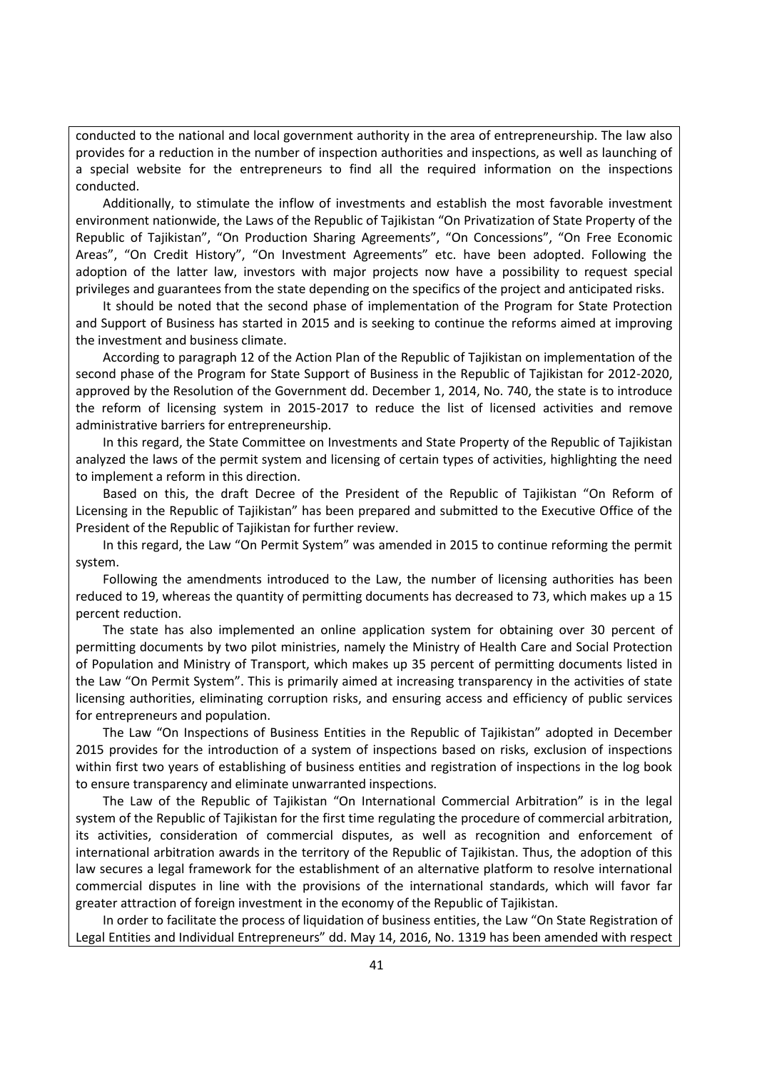conducted to the national and local government authority in the area of entrepreneurship. The law also provides for a reduction in the number of inspection authorities and inspections, as well as launching of a special website for the entrepreneurs to find all the required information on the inspections conducted.

Additionally, to stimulate the inflow of investments and establish the most favorable investment environment nationwide, the Laws of the Republic of Tajikistan "On Privatization of State Property of the Republic of Tajikistan", "On Production Sharing Agreements", "On Concessions", "On Free Economic Areas", "On Credit History", "On Investment Agreements" etc. have been adopted. Following the adoption of the latter law, investors with major projects now have a possibility to request special privileges and guarantees from the state depending on the specifics of the project and anticipated risks.

It should be noted that the second phase of implementation of the Program for State Protection and Support of Business has started in 2015 and is seeking to continue the reforms aimed at improving the investment and business climate.

According to paragraph 12 of the Action Plan of the Republic of Tajikistan on implementation of the second phase of the Program for State Support of Business in the Republic of Tajikistan for 2012-2020, approved by the Resolution of the Government dd. December 1, 2014, No. 740, the state is to introduce the reform of licensing system in 2015-2017 to reduce the list of licensed activities and remove administrative barriers for entrepreneurship.

In this regard, the State Committee on Investments and State Property of the Republic of Tajikistan analyzed the laws of the permit system and licensing of certain types of activities, highlighting the need to implement a reform in this direction.

Based on this, the draft Decree of the President of the Republic of Tajikistan "On Reform of Licensing in the Republic of Tajikistan" has been prepared and submitted to the Executive Office of the President of the Republic of Tajikistan for further review.

In this regard, the Law "On Permit System" was amended in 2015 to continue reforming the permit system.

Following the amendments introduced to the Law, the number of licensing authorities has been reduced to 19, whereas the quantity of permitting documents has decreased to 73, which makes up a 15 percent reduction.

The state has also implemented an online application system for obtaining over 30 percent of permitting documents by two pilot ministries, namely the Ministry of Health Care and Social Protection of Population and Ministry of Transport, which makes up 35 percent of permitting documents listed in the Law "On Permit System". This is primarily aimed at increasing transparency in the activities of state licensing authorities, eliminating corruption risks, and ensuring access and efficiency of public services for entrepreneurs and population.

The Law "On Inspections of Business Entities in the Republic of Tajikistan" adopted in December 2015 provides for the introduction of a system of inspections based on risks, exclusion of inspections within first two years of establishing of business entities and registration of inspections in the log book to ensure transparency and eliminate unwarranted inspections.

The Law of the Republic of Tajikistan "On International Commercial Arbitration" is in the legal system of the Republic of Tajikistan for the first time regulating the procedure of commercial arbitration, its activities, consideration of commercial disputes, as well as recognition and enforcement of international arbitration awards in the territory of the Republic of Tajikistan. Thus, the adoption of this law secures a legal framework for the establishment of an alternative platform to resolve international commercial disputes in line with the provisions of the international standards, which will favor far greater attraction of foreign investment in the economy of the Republic of Tajikistan.

In order to facilitate the process of liquidation of business entities, the Law "On State Registration of Legal Entities and Individual Entrepreneurs" dd. May 14, 2016, No. 1319 has been amended with respect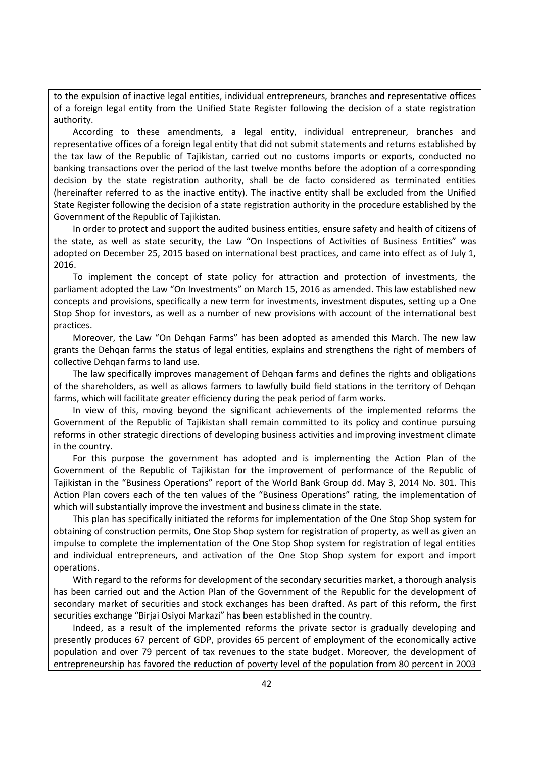to the expulsion of inactive legal entities, individual entrepreneurs, branches and representative offices of a foreign legal entity from the Unified State Register following the decision of a state registration authority.

According to these amendments, a legal entity, individual entrepreneur, branches and representative offices of a foreign legal entity that did not submit statements and returns established by the tax law of the Republic of Tajikistan, carried out no customs imports or exports, conducted no banking transactions over the period of the last twelve months before the adoption of a corresponding decision by the state registration authority, shall be de facto considered as terminated entities (hereinafter referred to as the inactive entity). The inactive entity shall be excluded from the Unified State Register following the decision of a state registration authority in the procedure established by the Government of the Republic of Tajikistan.

In order to protect and support the audited business entities, ensure safety and health of citizens of the state, as well as state security, the Law "On Inspections of Activities of Business Entities" was adopted on December 25, 2015 based on international best practices, and came into effect as of July 1, 2016.

To implement the concept of state policy for attraction and protection of investments, the parliament adopted the Law "On Investments" on March 15, 2016 as amended. This law established new concepts and provisions, specifically a new term for investments, investment disputes, setting up a One Stop Shop for investors, as well as a number of new provisions with account of the international best practices.

Moreover, the Law "On Dehqan Farms" has been adopted as amended this March. The new law grants the Dehqan farms the status of legal entities, explains and strengthens the right of members of collective Dehqan farms to land use.

The law specifically improves management of Dehqan farms and defines the rights and obligations of the shareholders, as well as allows farmers to lawfully build field stations in the territory of Dehqan farms, which will facilitate greater efficiency during the peak period of farm works.

In view of this, moving beyond the significant achievements of the implemented reforms the Government of the Republic of Tajikistan shall remain committed to its policy and continue pursuing reforms in other strategic directions of developing business activities and improving investment climate in the country.

For this purpose the government has adopted and is implementing the Action Plan of the Government of the Republic of Tajikistan for the improvement of performance of the Republic of Tajikistan in the "Business Operations" report of the World Bank Group dd. May 3, 2014 No. 301. This Action Plan covers each of the ten values of the "Business Operations" rating, the implementation of which will substantially improve the investment and business climate in the state.

This plan has specifically initiated the reforms for implementation of the One Stop Shop system for obtaining of construction permits, One Stop Shop system for registration of property, as well as given an impulse to complete the implementation of the One Stop Shop system for registration of legal entities and individual entrepreneurs, and activation of the One Stop Shop system for export and import operations.

With regard to the reforms for development of the secondary securities market, a thorough analysis has been carried out and the Action Plan of the Government of the Republic for the development of secondary market of securities and stock exchanges has been drafted. As part of this reform, the first securities exchange "Birjai Osiyoi Markazi" has been established in the country.

Indeed, as a result of the implemented reforms the private sector is gradually developing and presently produces 67 percent of GDP, provides 65 percent of employment of the economically active population and over 79 percent of tax revenues to the state budget. Moreover, the development of entrepreneurship has favored the reduction of poverty level of the population from 80 percent in 2003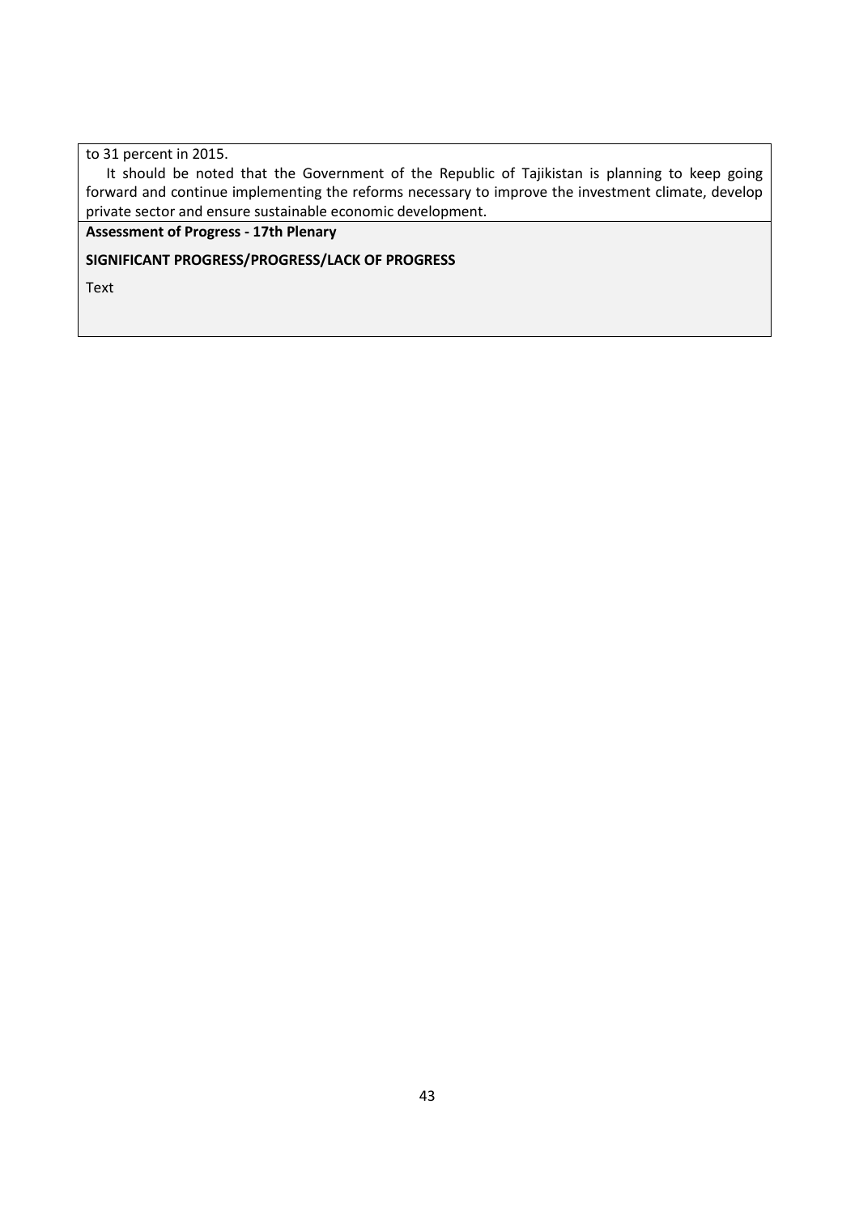to 31 percent in 2015.

It should be noted that the Government of the Republic of Tajikistan is planning to keep going forward and continue implementing the reforms necessary to improve the investment climate, develop private sector and ensure sustainable economic development.

**Assessment of Progress - 17th Plenary**

**SIGNIFICANT PROGRESS/PROGRESS/LACK OF PROGRESS**

Text